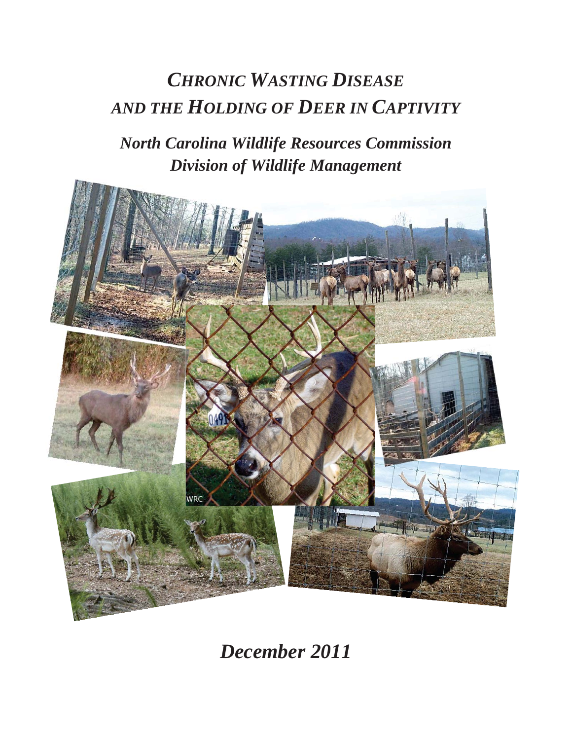# *CHRONIC WASTING DISEASE AND THE HOLDING OF DEER IN CAPTIVITY*

## *North Carolina Wildlife Resources Commission Division of Wildlife Management*

*December 2011*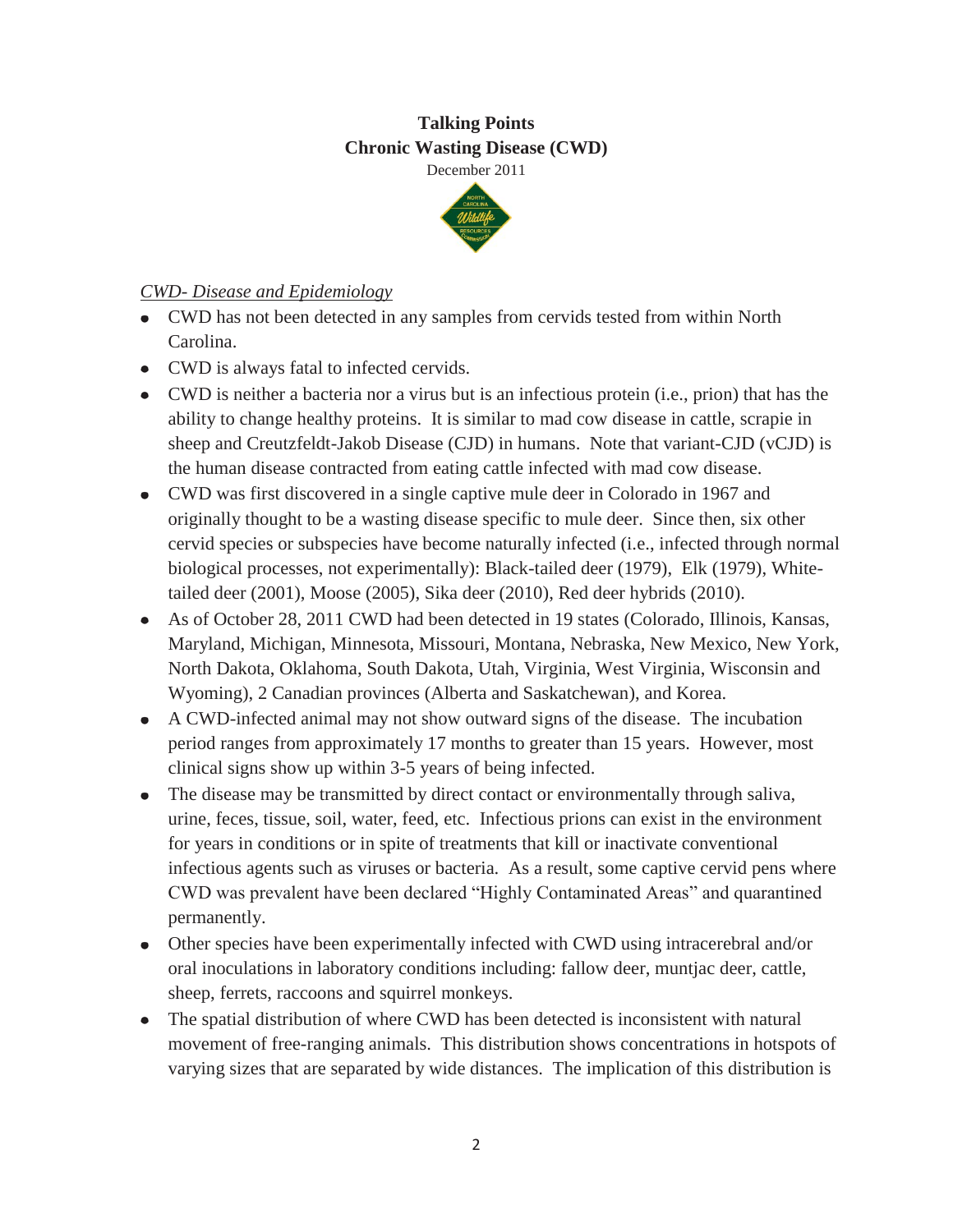**Talking Points**
**Chronic Wasting Disease (CWD)**
December 2011

*CWD- Disease and Epidemiology*

- CWD has not been detected in any samples from cervids tested from within North Carolina.
- CWD is always fatal to infected cervids.
- CWD is neither a bacteria nor a virus but is an infectious protein (i.e., prion) that has the ability to change healthy proteins. It is similar to mad cow disease in cattle, scrapie in sheep and Creutzfeldt-Jakob Disease (CJD) in humans. Note that variant-CJD (vCJD) is the human disease contracted from eating cattle infected with mad cow disease.
- CWD was first discovered in a single captive mule deer in Colorado in 1967 and originally thought to be a wasting disease specific to mule deer. Since then, six other cervid species or subspecies have become naturally infected (i.e., infected through normal biological processes, not experimentally): Black-tailed deer (1979), Elk (1979), White-tailed deer (2001), Moose (2005), Sika deer (2010), Red deer hybrids (2010).
- As of October 28, 2011 CWD had been detected in 19 states (Colorado, Illinois, Kansas, Maryland, Michigan, Minnesota, Missouri, Montana, Nebraska, New Mexico, New York, North Dakota, Oklahoma, South Dakota, Utah, Virginia, West Virginia, Wisconsin and Wyoming), 2 Canadian provinces (Alberta and Saskatchewan), and Korea.
- A CWD-infected animal may not show outward signs of the disease. The incubation period ranges from approximately 17 months to greater than 15 years. However, most clinical signs show up within 3-5 years of being infected.
- The disease may be transmitted by direct contact or environmentally through saliva, urine, feces, tissue, soil, water, feed, etc. Infectious prions can exist in the environment for years in conditions or in spite of treatments that kill or inactivate conventional infectious agents such as viruses or bacteria. As a result, some captive cervid pens where CWD was prevalent have been declared "Highly Contaminated Areas" and quarantined permanently.
- Other species have been experimentally infected with CWD using intracerebral and/or oral inoculations in laboratory conditions including: fallow deer, muntjac deer, cattle, sheep, ferrets, raccoons and squirrel monkeys.
- The spatial distribution of where CWD has been detected is inconsistent with natural movement of free-ranging animals. This distribution shows concentrations in hotspots of varying sizes that are separated by wide distances. The implication of this distribution is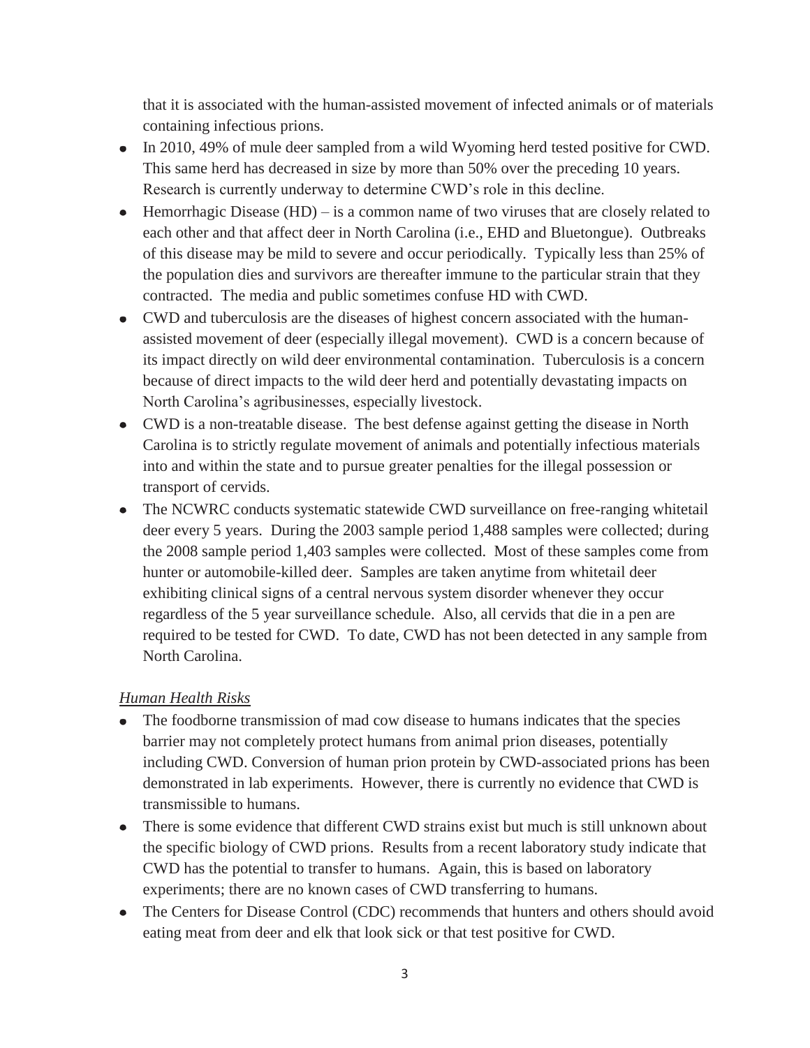that it is associated with the human-assisted movement of infected animals or of materials containing infectious prions.

- In 2010, 49% of mule deer sampled from a wild Wyoming herd tested positive for CWD. This same herd has decreased in size by more than 50% over the preceding 10 years. Research is currently underway to determine CWD's role in this decline.
- Hemorrhagic Disease (HD) – is a common name of two viruses that are closely related to each other and that affect deer in North Carolina (i.e., EHD and Bluetongue). Outbreaks of this disease may be mild to severe and occur periodically. Typically less than 25% of the population dies and survivors are thereafter immune to the particular strain that they contracted. The media and public sometimes confuse HD with CWD.
- CWD and tuberculosis are the diseases of highest concern associated with the human-assisted movement of deer (especially illegal movement). CWD is a concern because of its impact directly on wild deer environmental contamination. Tuberculosis is a concern because of direct impacts to the wild deer herd and potentially devastating impacts on North Carolina's agribusinesses, especially livestock.
- CWD is a non-treatable disease. The best defense against getting the disease in North Carolina is to strictly regulate movement of animals and potentially infectious materials into and within the state and to pursue greater penalties for the illegal possession or transport of cervids.
- The NCWRC conducts systematic statewide CWD surveillance on free-ranging whitetail deer every 5 years. During the 2003 sample period 1,488 samples were collected; during the 2008 sample period 1,403 samples were collected. Most of these samples come from hunter or automobile-killed deer. Samples are taken anytime from whitetail deer exhibiting clinical signs of a central nervous system disorder whenever they occur regardless of the 5 year surveillance schedule. Also, all cervids that die in a pen are required to be tested for CWD. To date, CWD has not been detected in any sample from North Carolina.

*Human Health Risks*

- The foodborne transmission of mad cow disease to humans indicates that the species barrier may not completely protect humans from animal prion diseases, potentially including CWD. Conversion of human prion protein by CWD-associated prions has been demonstrated in lab experiments. However, there is currently no evidence that CWD is transmissible to humans.
- There is some evidence that different CWD strains exist but much is still unknown about the specific biology of CWD prions. Results from a recent laboratory study indicate that CWD has the potential to transfer to humans. Again, this is based on laboratory experiments; there are no known cases of CWD transferring to humans.
- The Centers for Disease Control (CDC) recommends that hunters and others should avoid eating meat from deer and elk that look sick or that test positive for CWD.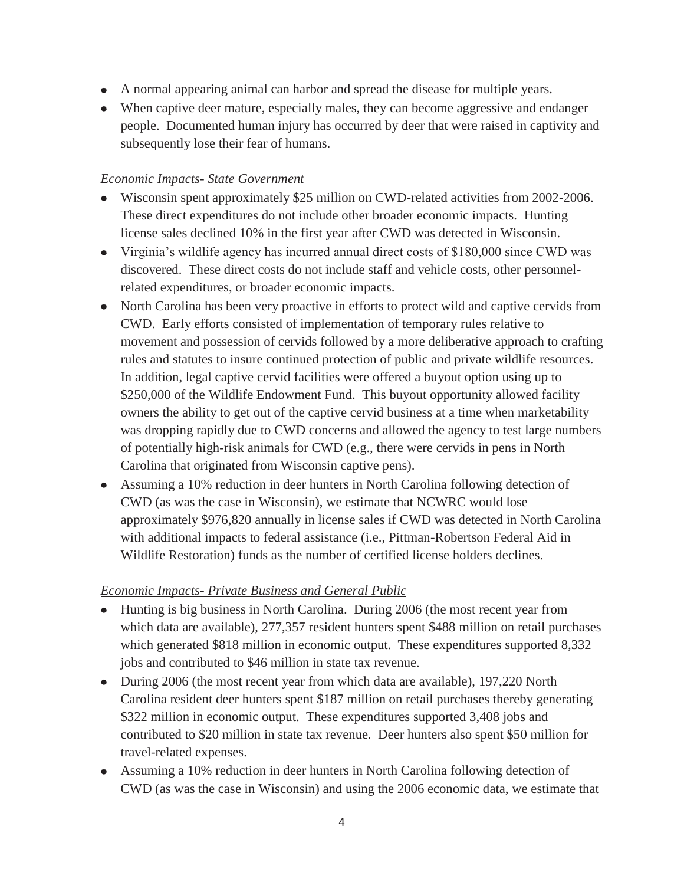- A normal appearing animal can harbor and spread the disease for multiple years.
- When captive deer mature, especially males, they can become aggressive and endanger people. Documented human injury has occurred by deer that were raised in captivity and subsequently lose their fear of humans.

*Economic Impacts- State Government*

- Wisconsin spent approximately $25 million on CWD-related activities from 2002-2006. These direct expenditures do not include other broader economic impacts. Hunting license sales declined 10% in the first year after CWD was detected in Wisconsin.
- Virginia's wildlife agency has incurred annual direct costs of $180,000 since CWD was discovered. These direct costs do not include staff and vehicle costs, other personnel-related expenditures, or broader economic impacts.
- North Carolina has been very proactive in efforts to protect wild and captive cervids from CWD. Early efforts consisted of implementation of temporary rules relative to movement and possession of cervids followed by a more deliberative approach to crafting rules and statutes to insure continued protection of public and private wildlife resources. In addition, legal captive cervid facilities were offered a buyout option using up to $250,000 of the Wildlife Endowment Fund. This buyout opportunity allowed facility owners the ability to get out of the captive cervid business at a time when marketability was dropping rapidly due to CWD concerns and allowed the agency to test large numbers of potentially high-risk animals for CWD (e.g., there were cervids in pens in North Carolina that originated from Wisconsin captive pens).
- Assuming a 10% reduction in deer hunters in North Carolina following detection of CWD (as was the case in Wisconsin), we estimate that NCWRC would lose approximately $976,820 annually in license sales if CWD was detected in North Carolina with additional impacts to federal assistance (i.e., Pittman-Robertson Federal Aid in Wildlife Restoration) funds as the number of certified license holders declines.

*Economic Impacts- Private Business and General Public*

- Hunting is big business in North Carolina. During 2006 (the most recent year from which data are available), 277,357 resident hunters spent $488 million on retail purchases which generated $818 million in economic output. These expenditures supported 8,332 jobs and contributed to $46 million in state tax revenue.
- During 2006 (the most recent year from which data are available), 197,220 North Carolina resident deer hunters spent $187 million on retail purchases thereby generating $322 million in economic output. These expenditures supported 3,408 jobs and contributed to $20 million in state tax revenue. Deer hunters also spent $50 million for travel-related expenses.
- Assuming a 10% reduction in deer hunters in North Carolina following detection of CWD (as was the case in Wisconsin) and using the 2006 economic data, we estimate that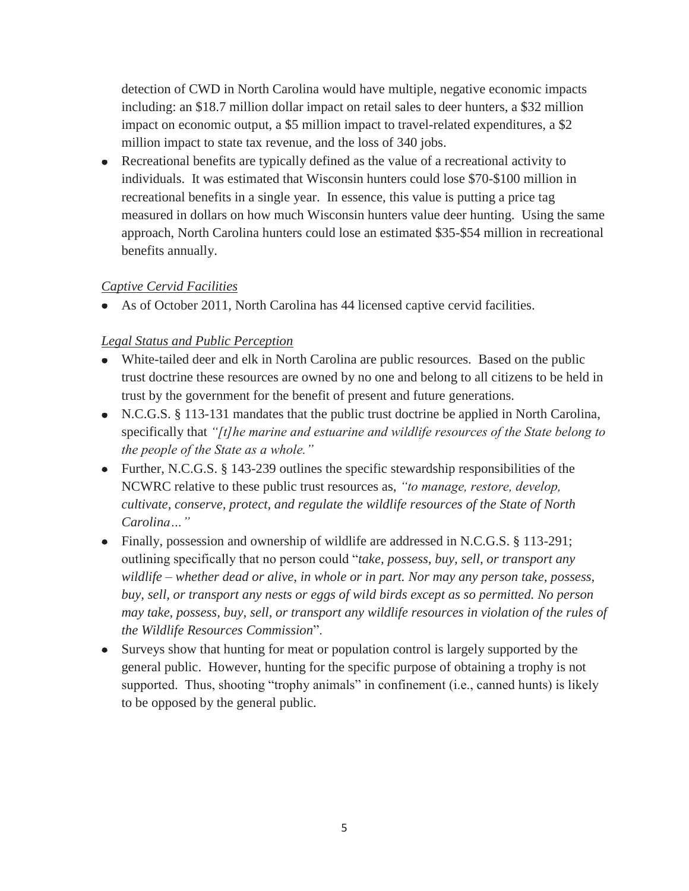detection of CWD in North Carolina would have multiple, negative economic impacts including: an $18.7 million dollar impact on retail sales to deer hunters, a $32 million impact on economic output, a $5 million impact to travel-related expenditures, a $2 million impact to state tax revenue, and the loss of 340 jobs.

- Recreational benefits are typically defined as the value of a recreational activity to individuals. It was estimated that Wisconsin hunters could lose $70-$100 million in recreational benefits in a single year. In essence, this value is putting a price tag measured in dollars on how much Wisconsin hunters value deer hunting. Using the same approach, North Carolina hunters could lose an estimated $35-$54 million in recreational benefits annually.

*Captive Cervid Facilities*

- As of October 2011, North Carolina has 44 licensed captive cervid facilities.

*Legal Status and Public Perception*

- White-tailed deer and elk in North Carolina are public resources. Based on the public trust doctrine these resources are owned by no one and belong to all citizens to be held in trust by the government for the benefit of present and future generations.
- N.C.G.S. § 113-131 mandates that the public trust doctrine be applied in North Carolina, specifically that *"[t]he marine and estuarine and wildlife resources of the State belong to the people of the State as a whole."*
- Further, N.C.G.S. § 143-239 outlines the specific stewardship responsibilities of the NCWRC relative to these public trust resources as, *"to manage, restore, develop, cultivate, conserve, protect, and regulate the wildlife resources of the State of North Carolina…"*
- Finally, possession and ownership of wildlife are addressed in N.C.G.S. § 113-291; outlining specifically that no person could "*take, possess, buy, sell, or transport any wildlife – whether dead or alive, in whole or in part. Nor may any person take, possess, buy, sell, or transport any nests or eggs of wild birds except as so permitted. No person may take, possess, buy, sell, or transport any wildlife resources in violation of the rules of the Wildlife Resources Commission*".
- Surveys show that hunting for meat or population control is largely supported by the general public. However, hunting for the specific purpose of obtaining a trophy is not supported. Thus, shooting "trophy animals" in confinement (i.e., canned hunts) is likely to be opposed by the general public.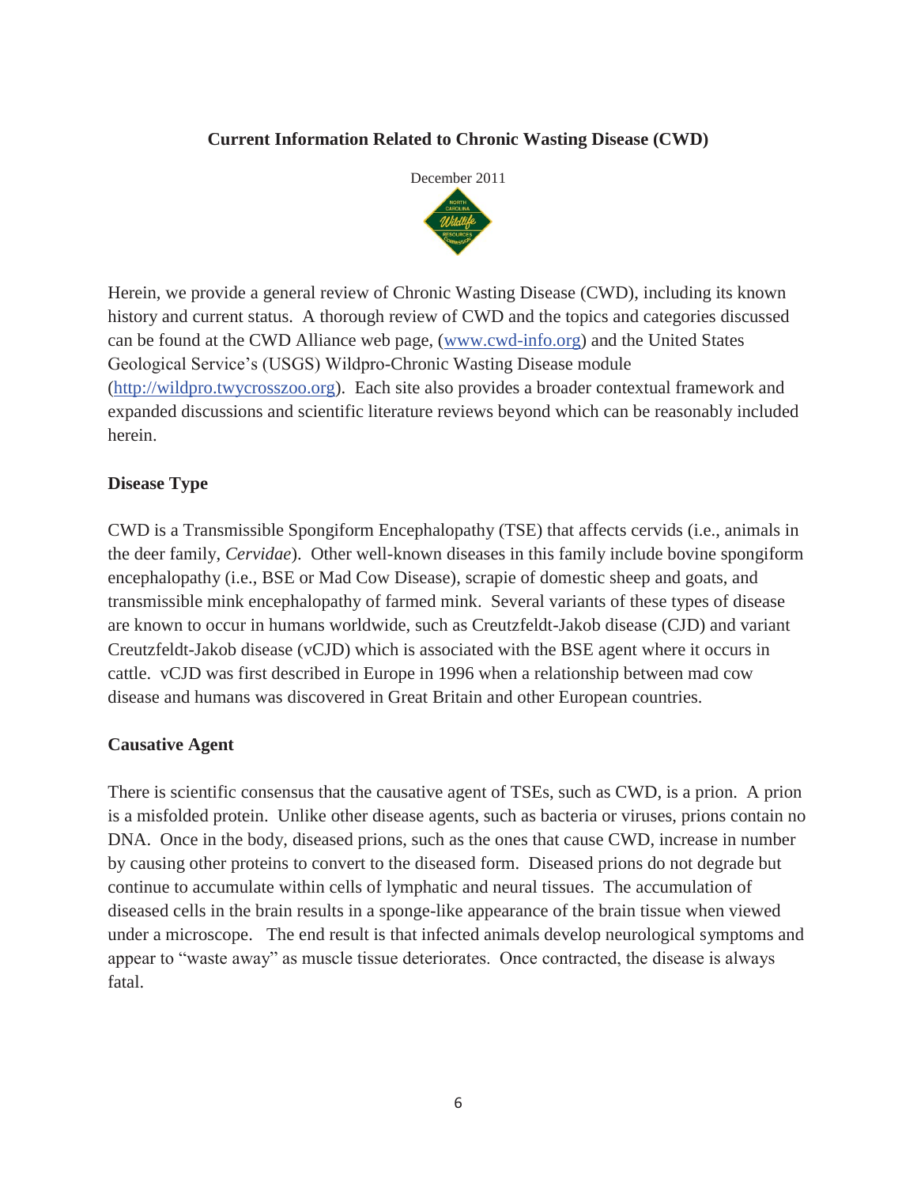# Current Information Related to Chronic Wasting Disease (CWD)

December 2011

Herein, we provide a general review of Chronic Wasting Disease (CWD), including its known history and current status. A thorough review of CWD and the topics and categories discussed can be found at the CWD Alliance web page, (www.cwd-info.org) and the United States Geological Service's (USGS) Wildpro-Chronic Wasting Disease module (http://wildpro.twycrosszoo.org). Each site also provides a broader contextual framework and expanded discussions and scientific literature reviews beyond which can be reasonably included herein.

## Disease Type

CWD is a Transmissible Spongiform Encephalopathy (TSE) that affects cervids (i.e., animals in the deer family, *Cervidae*). Other well-known diseases in this family include bovine spongiform encephalopathy (i.e., BSE or Mad Cow Disease), scrapie of domestic sheep and goats, and transmissible mink encephalopathy of farmed mink. Several variants of these types of disease are known to occur in humans worldwide, such as Creutzfeldt-Jakob disease (CJD) and variant Creutzfeldt-Jakob disease (vCJD) which is associated with the BSE agent where it occurs in cattle. vCJD was first described in Europe in 1996 when a relationship between mad cow disease and humans was discovered in Great Britain and other European countries.

## Causative Agent

There is scientific consensus that the causative agent of TSEs, such as CWD, is a prion. A prion is a misfolded protein. Unlike other disease agents, such as bacteria or viruses, prions contain no DNA. Once in the body, diseased prions, such as the ones that cause CWD, increase in number by causing other proteins to convert to the diseased form. Diseased prions do not degrade but continue to accumulate within cells of lymphatic and neural tissues. The accumulation of diseased cells in the brain results in a sponge-like appearance of the brain tissue when viewed under a microscope. The end result is that infected animals develop neurological symptoms and appear to "waste away" as muscle tissue deteriorates. Once contracted, the disease is always fatal.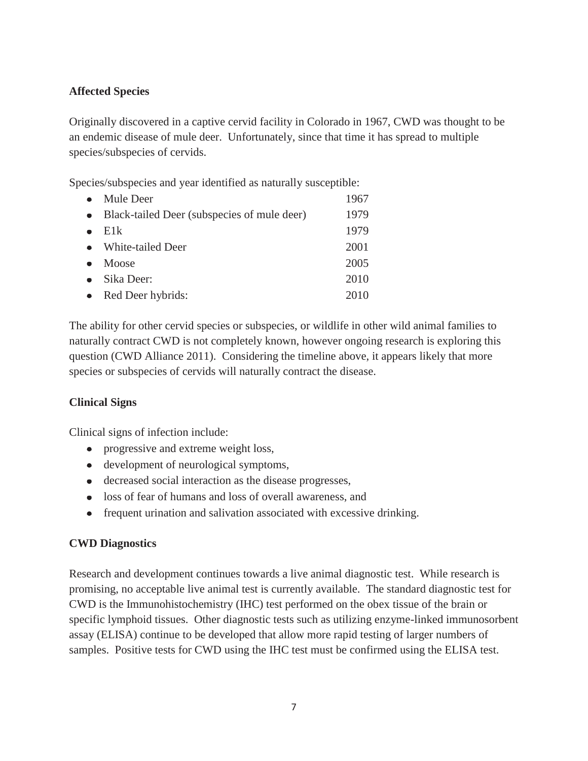**Affected Species**

Originally discovered in a captive cervid facility in Colorado in 1967, CWD was thought to be an endemic disease of mule deer. Unfortunately, since that time it has spread to multiple species/subspecies of cervids.

Species/subspecies and year identified as naturally susceptible:

- Mule Deer 1967
- Black-tailed Deer (subspecies of mule deer) 1979
- Elk 1979
- White-tailed Deer 2001
- Moose 2005
- Sika Deer: 2010
- Red Deer hybrids: 2010

The ability for other cervid species or subspecies, or wildlife in other wild animal families to naturally contract CWD is not completely known, however ongoing research is exploring this question (CWD Alliance 2011). Considering the timeline above, it appears likely that more species or subspecies of cervids will naturally contract the disease.

**Clinical Signs**

Clinical signs of infection include:

- progressive and extreme weight loss,
- development of neurological symptoms,
- decreased social interaction as the disease progresses,
- loss of fear of humans and loss of overall awareness, and
- frequent urination and salivation associated with excessive drinking.

**CWD Diagnostics**

Research and development continues towards a live animal diagnostic test. While research is promising, no acceptable live animal test is currently available. The standard diagnostic test for CWD is the Immunohistochemistry (IHC) test performed on the obex tissue of the brain or specific lymphoid tissues. Other diagnostic tests such as utilizing enzyme-linked immunosorbent assay (ELISA) continue to be developed that allow more rapid testing of larger numbers of samples. Positive tests for CWD using the IHC test must be confirmed using the ELISA test.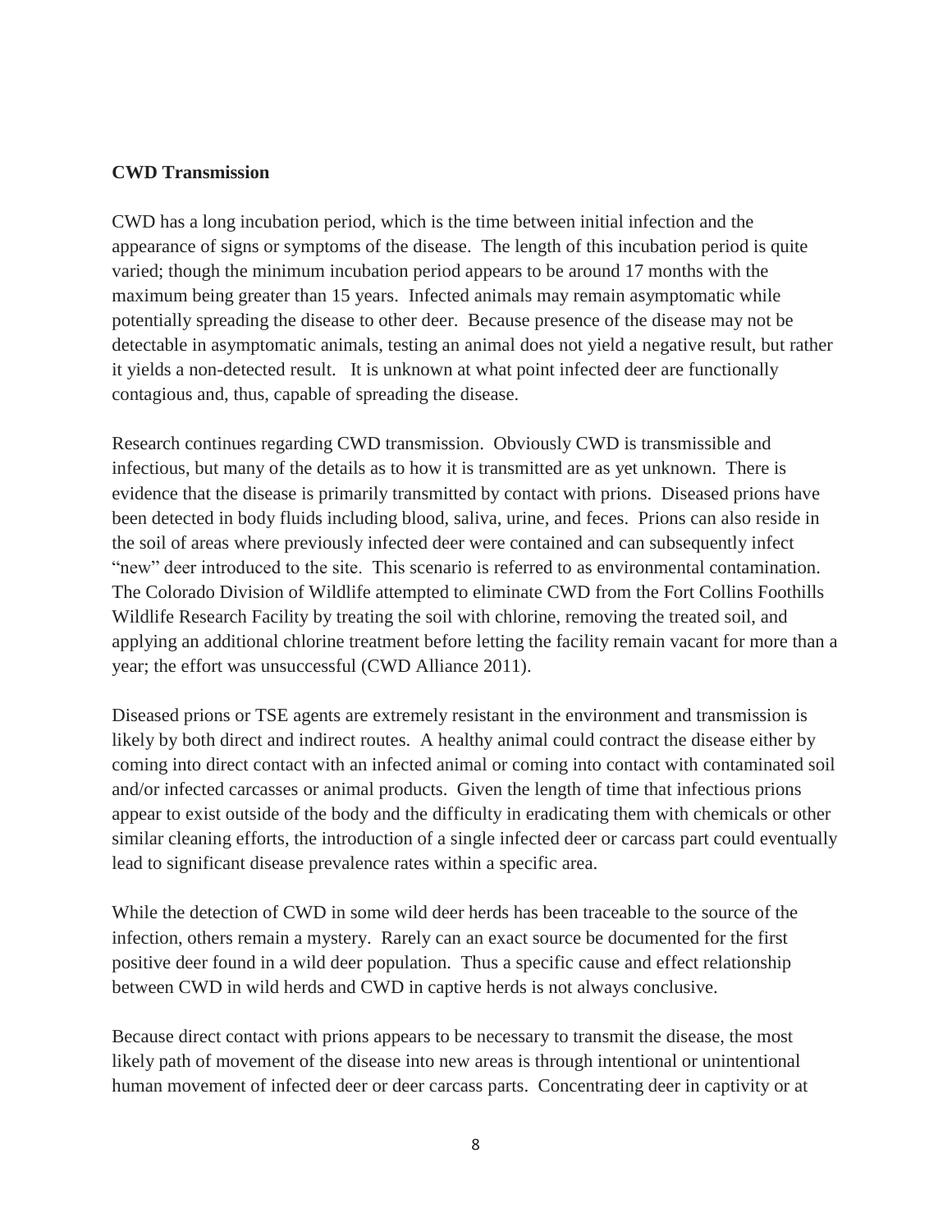**CWD Transmission**

CWD has a long incubation period, which is the time between initial infection and the appearance of signs or symptoms of the disease. The length of this incubation period is quite varied; though the minimum incubation period appears to be around 17 months with the maximum being greater than 15 years. Infected animals may remain asymptomatic while potentially spreading the disease to other deer. Because presence of the disease may not be detectable in asymptomatic animals, testing an animal does not yield a negative result, but rather it yields a non-detected result. It is unknown at what point infected deer are functionally contagious and, thus, capable of spreading the disease.

Research continues regarding CWD transmission. Obviously CWD is transmissible and infectious, but many of the details as to how it is transmitted are as yet unknown. There is evidence that the disease is primarily transmitted by contact with prions. Diseased prions have been detected in body fluids including blood, saliva, urine, and feces. Prions can also reside in the soil of areas where previously infected deer were contained and can subsequently infect "new" deer introduced to the site. This scenario is referred to as environmental contamination. The Colorado Division of Wildlife attempted to eliminate CWD from the Fort Collins Foothills Wildlife Research Facility by treating the soil with chlorine, removing the treated soil, and applying an additional chlorine treatment before letting the facility remain vacant for more than a year; the effort was unsuccessful (CWD Alliance 2011).

Diseased prions or TSE agents are extremely resistant in the environment and transmission is likely by both direct and indirect routes. A healthy animal could contract the disease either by coming into direct contact with an infected animal or coming into contact with contaminated soil and/or infected carcasses or animal products. Given the length of time that infectious prions appear to exist outside of the body and the difficulty in eradicating them with chemicals or other similar cleaning efforts, the introduction of a single infected deer or carcass part could eventually lead to significant disease prevalence rates within a specific area.

While the detection of CWD in some wild deer herds has been traceable to the source of the infection, others remain a mystery. Rarely can an exact source be documented for the first positive deer found in a wild deer population. Thus a specific cause and effect relationship between CWD in wild herds and CWD in captive herds is not always conclusive.

Because direct contact with prions appears to be necessary to transmit the disease, the most likely path of movement of the disease into new areas is through intentional or unintentional human movement of infected deer or deer carcass parts. Concentrating deer in captivity or at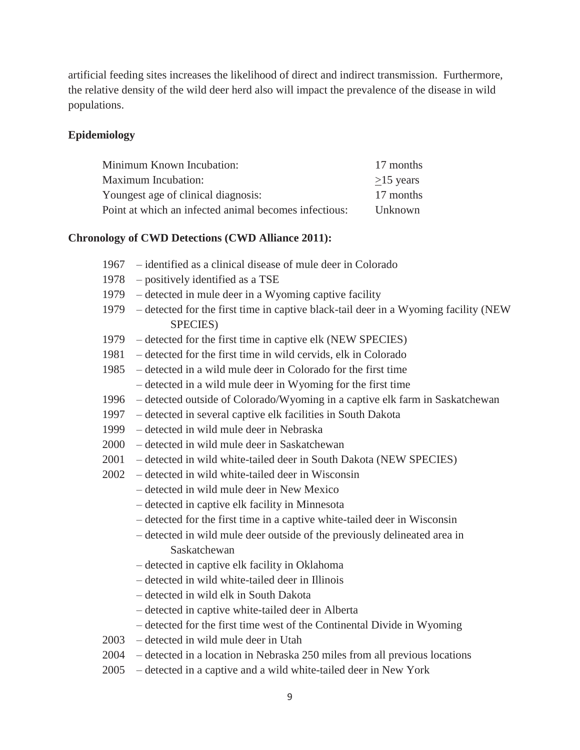artificial feeding sites increases the likelihood of direct and indirect transmission. Furthermore, the relative density of the wild deer herd also will impact the prevalence of the disease in wild populations.

**Epidemiology**

| | |
|---|---|
| Minimum Known Incubation: | 17 months |
| Maximum Incubation: | $\geq$15 years |
| Youngest age of clinical diagnosis: | 17 months |
| Point at which an infected animal becomes infectious: | Unknown |

**Chronology of CWD Detections (CWD Alliance 2011):**

- 1967 – identified as a clinical disease of mule deer in Colorado
- 1978 – positively identified as a TSE
- 1979 – detected in mule deer in a Wyoming captive facility
- 1979 – detected for the first time in captive black-tail deer in a Wyoming facility (NEW SPECIES)
- 1979 – detected for the first time in captive elk (NEW SPECIES)
- 1981 – detected for the first time in wild cervids, elk in Colorado
- 1985 – detected in a wild mule deer in Colorado for the first time
  - – detected in a wild mule deer in Wyoming for the first time
- 1996 – detected outside of Colorado/Wyoming in a captive elk farm in Saskatchewan
- 1997 – detected in several captive elk facilities in South Dakota
- 1999 – detected in wild mule deer in Nebraska
- 2000 – detected in wild mule deer in Saskatchewan
- 2001 – detected in wild white-tailed deer in South Dakota (NEW SPECIES)
- 2002 – detected in wild white-tailed deer in Wisconsin
  - – detected in wild mule deer in New Mexico
  - – detected in captive elk facility in Minnesota
  - – detected for the first time in a captive white-tailed deer in Wisconsin
  - – detected in wild mule deer outside of the previously delineated area in Saskatchewan
  - – detected in captive elk facility in Oklahoma
  - – detected in wild white-tailed deer in Illinois
  - – detected in wild elk in South Dakota
  - – detected in captive white-tailed deer in Alberta
  - – detected for the first time west of the Continental Divide in Wyoming
- 2003 – detected in wild mule deer in Utah
- 2004 – detected in a location in Nebraska 250 miles from all previous locations
- 2005 – detected in a captive and a wild white-tailed deer in New York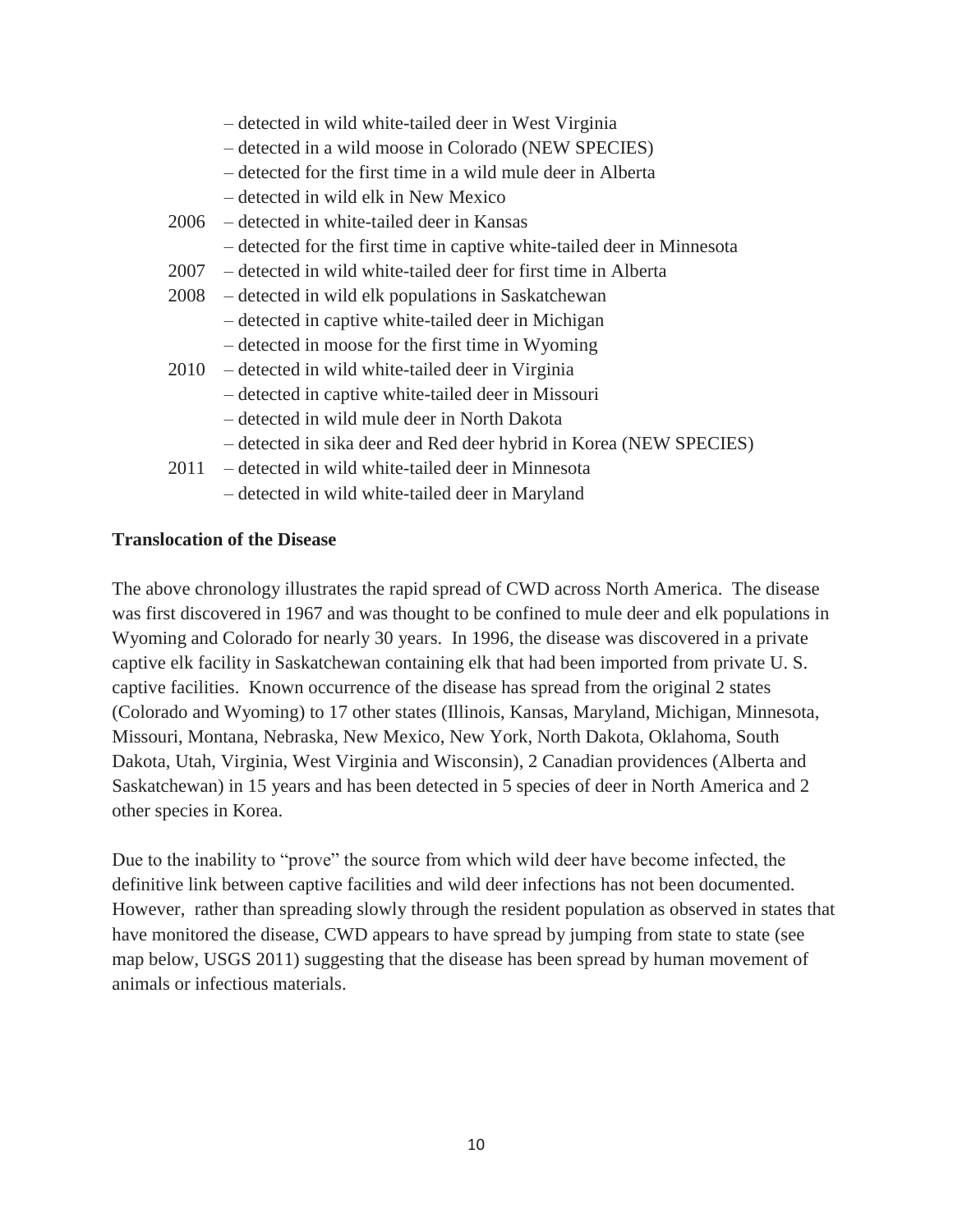– detected in wild white-tailed deer in West Virginia
– detected in a wild moose in Colorado (NEW SPECIES)
– detected for the first time in a wild mule deer in Alberta
– detected in wild elk in New Mexico

2006 – detected in white-tailed deer in Kansas
– detected for the first time in captive white-tailed deer in Minnesota

2007 – detected in wild white-tailed deer for first time in Alberta

2008 – detected in wild elk populations in Saskatchewan
– detected in captive white-tailed deer in Michigan
– detected in moose for the first time in Wyoming

2010 – detected in wild white-tailed deer in Virginia
– detected in captive white-tailed deer in Missouri
– detected in wild mule deer in North Dakota
– detected in sika deer and Red deer hybrid in Korea (NEW SPECIES)

2011 – detected in wild white-tailed deer in Minnesota
– detected in wild white-tailed deer in Maryland

**Translocation of the Disease**

The above chronology illustrates the rapid spread of CWD across North America. The disease was first discovered in 1967 and was thought to be confined to mule deer and elk populations in Wyoming and Colorado for nearly 30 years. In 1996, the disease was discovered in a private captive elk facility in Saskatchewan containing elk that had been imported from private U. S. captive facilities. Known occurrence of the disease has spread from the original 2 states (Colorado and Wyoming) to 17 other states (Illinois, Kansas, Maryland, Michigan, Minnesota, Missouri, Montana, Nebraska, New Mexico, New York, North Dakota, Oklahoma, South Dakota, Utah, Virginia, West Virginia and Wisconsin), 2 Canadian providences (Alberta and Saskatchewan) in 15 years and has been detected in 5 species of deer in North America and 2 other species in Korea.

Due to the inability to "prove" the source from which wild deer have become infected, the definitive link between captive facilities and wild deer infections has not been documented. However, rather than spreading slowly through the resident population as observed in states that have monitored the disease, CWD appears to have spread by jumping from state to state (see map below, USGS 2011) suggesting that the disease has been spread by human movement of animals or infectious materials.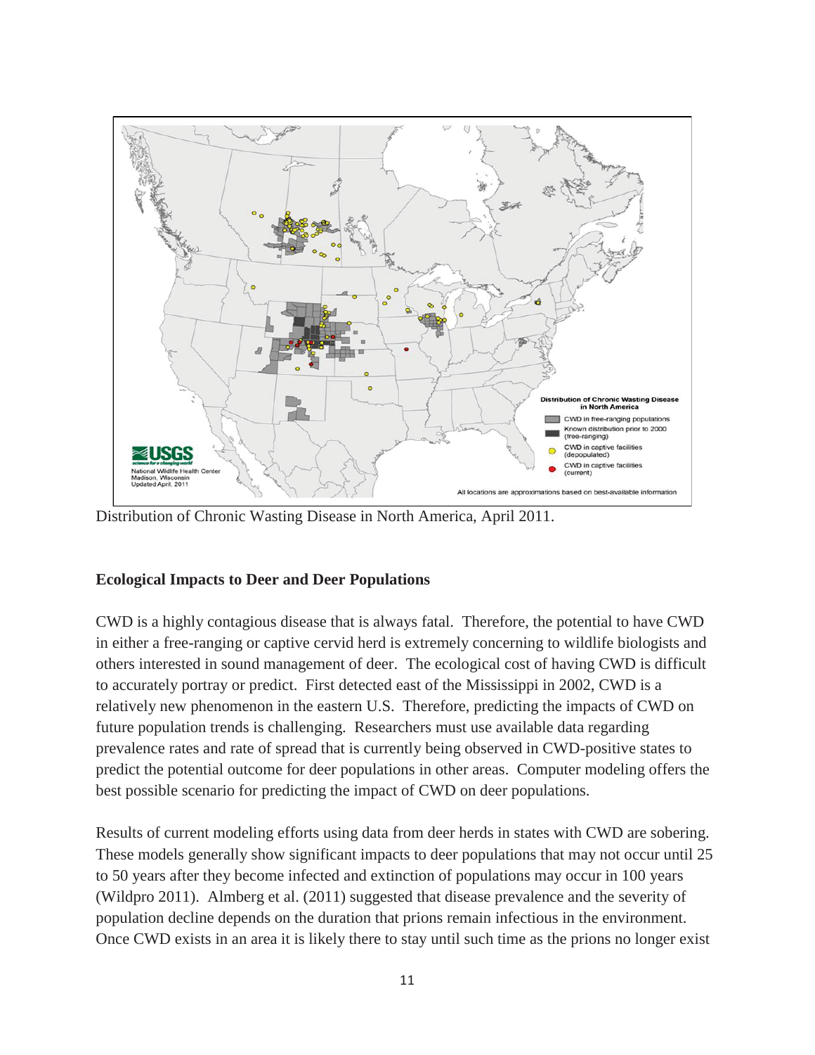Distribution of Chronic Wasting Disease in North America, April 2011.

## Ecological Impacts to Deer and Deer Populations

CWD is a highly contagious disease that is always fatal. Therefore, the potential to have CWD in either a free-ranging or captive cervid herd is extremely concerning to wildlife biologists and others interested in sound management of deer. The ecological cost of having CWD is difficult to accurately portray or predict. First detected east of the Mississippi in 2002, CWD is a relatively new phenomenon in the eastern U.S. Therefore, predicting the impacts of CWD on future population trends is challenging. Researchers must use available data regarding prevalence rates and rate of spread that is currently being observed in CWD-positive states to predict the potential outcome for deer populations in other areas. Computer modeling offers the best possible scenario for predicting the impact of CWD on deer populations.

Results of current modeling efforts using data from deer herds in states with CWD are sobering. These models generally show significant impacts to deer populations that may not occur until 25 to 50 years after they become infected and extinction of populations may occur in 100 years (Wildpro 2011). Almberg et al. (2011) suggested that disease prevalence and the severity of population decline depends on the duration that prions remain infectious in the environment. Once CWD exists in an area it is likely there to stay until such time as the prions no longer exist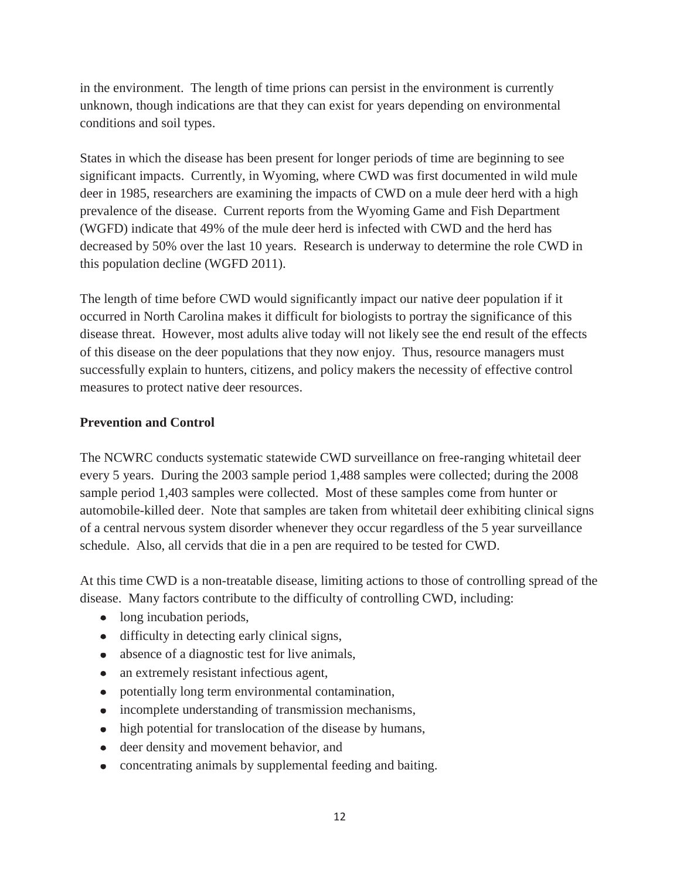in the environment. The length of time prions can persist in the environment is currently unknown, though indications are that they can exist for years depending on environmental conditions and soil types.

States in which the disease has been present for longer periods of time are beginning to see significant impacts. Currently, in Wyoming, where CWD was first documented in wild mule deer in 1985, researchers are examining the impacts of CWD on a mule deer herd with a high prevalence of the disease. Current reports from the Wyoming Game and Fish Department (WGFD) indicate that 49% of the mule deer herd is infected with CWD and the herd has decreased by 50% over the last 10 years. Research is underway to determine the role CWD in this population decline (WGFD 2011).

The length of time before CWD would significantly impact our native deer population if it occurred in North Carolina makes it difficult for biologists to portray the significance of this disease threat. However, most adults alive today will not likely see the end result of the effects of this disease on the deer populations that they now enjoy. Thus, resource managers must successfully explain to hunters, citizens, and policy makers the necessity of effective control measures to protect native deer resources.

**Prevention and Control**

The NCWRC conducts systematic statewide CWD surveillance on free-ranging whitetail deer every 5 years. During the 2003 sample period 1,488 samples were collected; during the 2008 sample period 1,403 samples were collected. Most of these samples come from hunter or automobile-killed deer. Note that samples are taken from whitetail deer exhibiting clinical signs of a central nervous system disorder whenever they occur regardless of the 5 year surveillance schedule. Also, all cervids that die in a pen are required to be tested for CWD.

At this time CWD is a non-treatable disease, limiting actions to those of controlling spread of the disease. Many factors contribute to the difficulty of controlling CWD, including:

- long incubation periods,
- difficulty in detecting early clinical signs,
- absence of a diagnostic test for live animals,
- an extremely resistant infectious agent,
- potentially long term environmental contamination,
- incomplete understanding of transmission mechanisms,
- high potential for translocation of the disease by humans,
- deer density and movement behavior, and
- concentrating animals by supplemental feeding and baiting.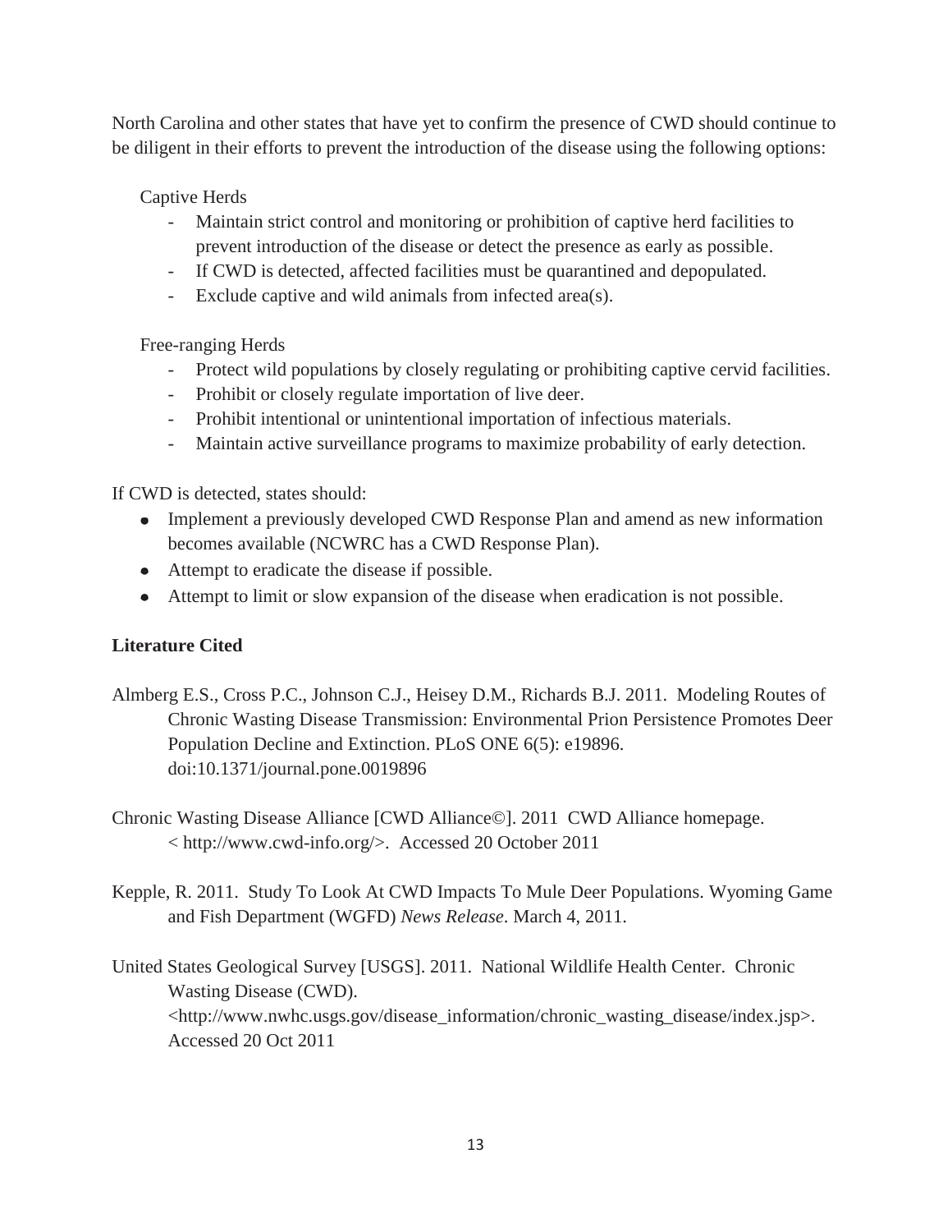North Carolina and other states that have yet to confirm the presence of CWD should continue to be diligent in their efforts to prevent the introduction of the disease using the following options:

Captive Herds

- Maintain strict control and monitoring or prohibition of captive herd facilities to prevent introduction of the disease or detect the presence as early as possible.
- If CWD is detected, affected facilities must be quarantined and depopulated.
- Exclude captive and wild animals from infected area(s).

Free-ranging Herds

- Protect wild populations by closely regulating or prohibiting captive cervid facilities.
- Prohibit or closely regulate importation of live deer.
- Prohibit intentional or unintentional importation of infectious materials.
- Maintain active surveillance programs to maximize probability of early detection.

If CWD is detected, states should:

- Implement a previously developed CWD Response Plan and amend as new information becomes available (NCWRC has a CWD Response Plan).
- Attempt to eradicate the disease if possible.
- Attempt to limit or slow expansion of the disease when eradication is not possible.

**Literature Cited**

Almberg E.S., Cross P.C., Johnson C.J., Heisey D.M., Richards B.J. 2011. Modeling Routes of Chronic Wasting Disease Transmission: Environmental Prion Persistence Promotes Deer Population Decline and Extinction. PLoS ONE 6(5): e19896. doi:10.1371/journal.pone.0019896

Chronic Wasting Disease Alliance [CWD Alliance©]. 2011 CWD Alliance homepage. < http://www.cwd-info.org/>. Accessed 20 October 2011

Kepple, R. 2011. Study To Look At CWD Impacts To Mule Deer Populations. Wyoming Game and Fish Department (WGFD) *News Release*. March 4, 2011.

United States Geological Survey [USGS]. 2011. National Wildlife Health Center. Chronic Wasting Disease (CWD). <http://www.nwhc.usgs.gov/disease_information/chronic_wasting_disease/index.jsp>. Accessed 20 Oct 2011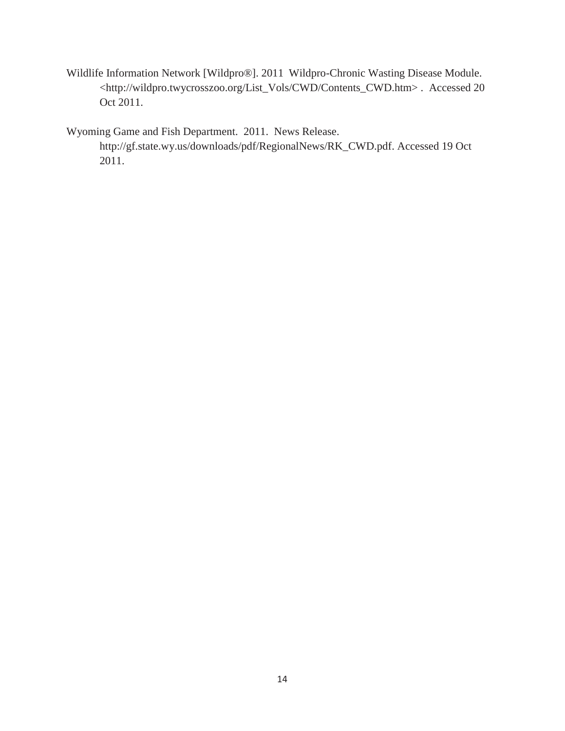Wildlife Information Network [Wildpro®]. 2011 Wildpro-Chronic Wasting Disease Module. <http://wildpro.twycrosszoo.org/List_Vols/CWD/Contents_CWD.htm> . Accessed 20 Oct 2011.

Wyoming Game and Fish Department. 2011. News Release. http://gf.state.wy.us/downloads/pdf/RegionalNews/RK_CWD.pdf. Accessed 19 Oct 2011.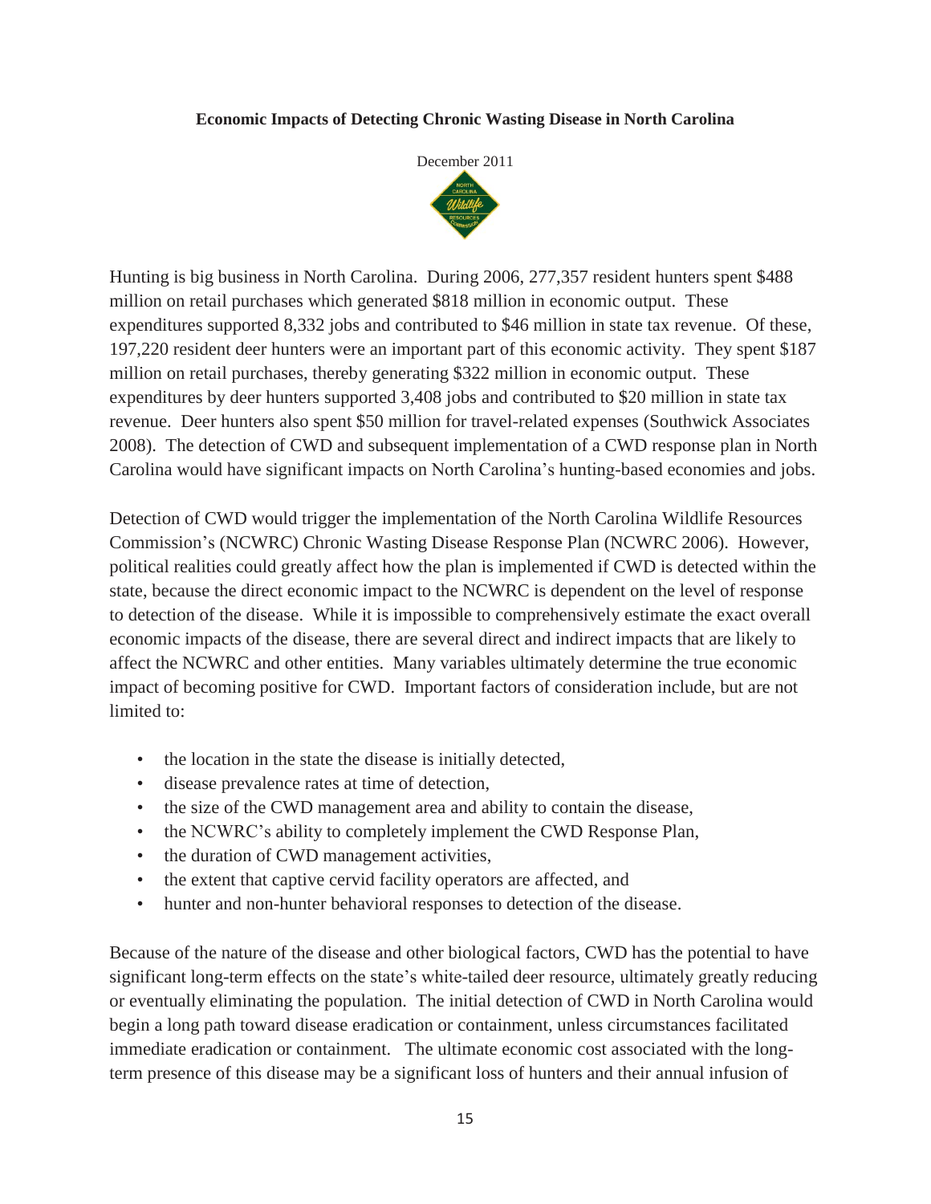**Economic Impacts of Detecting Chronic Wasting Disease in North Carolina**

December 2011

Hunting is big business in North Carolina. During 2006, 277,357 resident hunters spent $488 million on retail purchases which generated $818 million in economic output. These expenditures supported 8,332 jobs and contributed to $46 million in state tax revenue. Of these, 197,220 resident deer hunters were an important part of this economic activity. They spent $187 million on retail purchases, thereby generating $322 million in economic output. These expenditures by deer hunters supported 3,408 jobs and contributed to $20 million in state tax revenue. Deer hunters also spent $50 million for travel-related expenses (Southwick Associates 2008). The detection of CWD and subsequent implementation of a CWD response plan in North Carolina would have significant impacts on North Carolina's hunting-based economies and jobs.

Detection of CWD would trigger the implementation of the North Carolina Wildlife Resources Commission's (NCWRC) Chronic Wasting Disease Response Plan (NCWRC 2006). However, political realities could greatly affect how the plan is implemented if CWD is detected within the state, because the direct economic impact to the NCWRC is dependent on the level of response to detection of the disease. While it is impossible to comprehensively estimate the exact overall economic impacts of the disease, there are several direct and indirect impacts that are likely to affect the NCWRC and other entities. Many variables ultimately determine the true economic impact of becoming positive for CWD. Important factors of consideration include, but are not limited to:

- the location in the state the disease is initially detected,
- disease prevalence rates at time of detection,
- the size of the CWD management area and ability to contain the disease,
- the NCWRC's ability to completely implement the CWD Response Plan,
- the duration of CWD management activities,
- the extent that captive cervid facility operators are affected, and
- hunter and non-hunter behavioral responses to detection of the disease.

Because of the nature of the disease and other biological factors, CWD has the potential to have significant long-term effects on the state's white-tailed deer resource, ultimately greatly reducing or eventually eliminating the population. The initial detection of CWD in North Carolina would begin a long path toward disease eradication or containment, unless circumstances facilitated immediate eradication or containment. The ultimate economic cost associated with the long-term presence of this disease may be a significant loss of hunters and their annual infusion of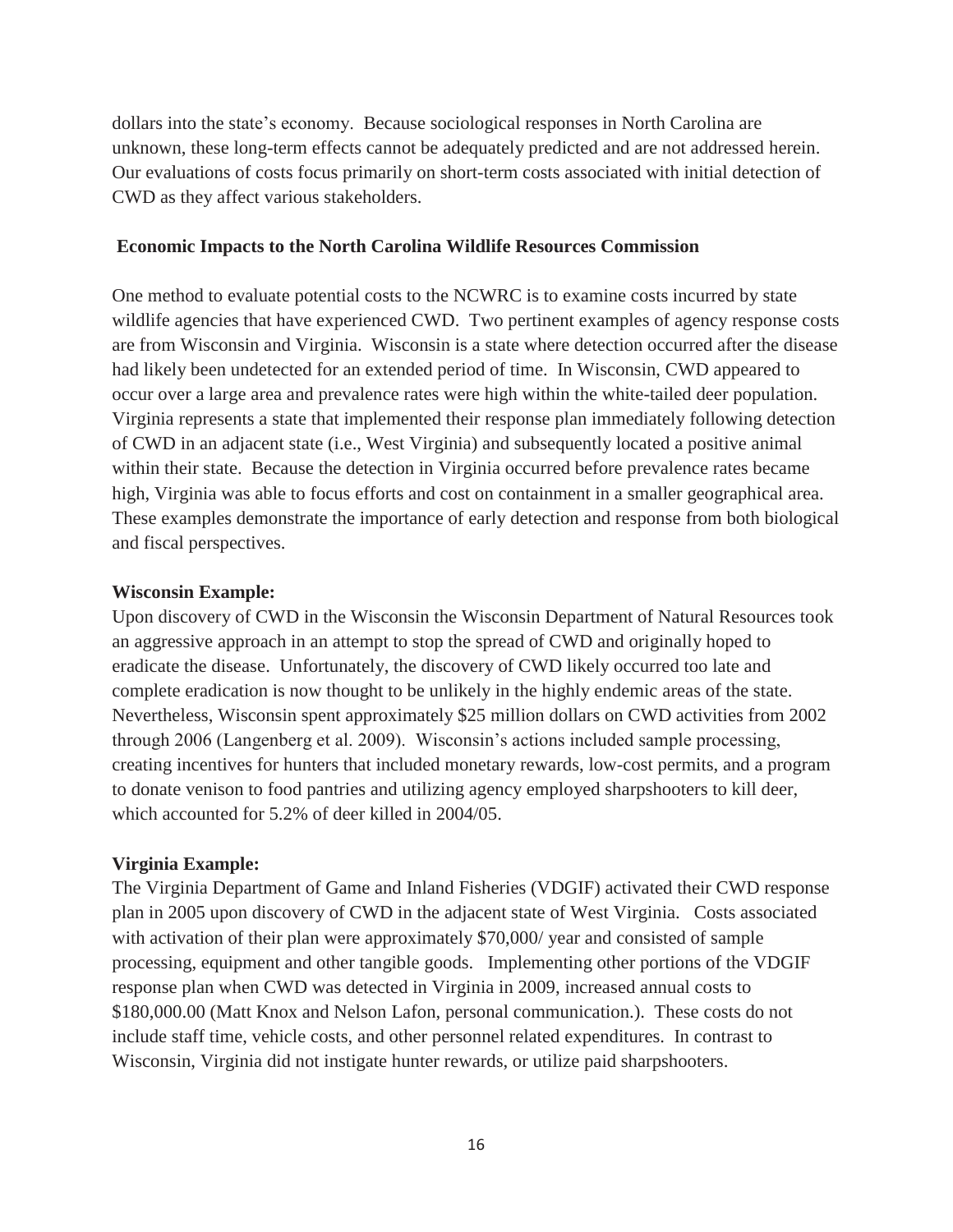dollars into the state's economy. Because sociological responses in North Carolina are unknown, these long-term effects cannot be adequately predicted and are not addressed herein. Our evaluations of costs focus primarily on short-term costs associated with initial detection of CWD as they affect various stakeholders.

## Economic Impacts to the North Carolina Wildlife Resources Commission

One method to evaluate potential costs to the NCWRC is to examine costs incurred by state wildlife agencies that have experienced CWD. Two pertinent examples of agency response costs are from Wisconsin and Virginia. Wisconsin is a state where detection occurred after the disease had likely been undetected for an extended period of time. In Wisconsin, CWD appeared to occur over a large area and prevalence rates were high within the white-tailed deer population. Virginia represents a state that implemented their response plan immediately following detection of CWD in an adjacent state (i.e., West Virginia) and subsequently located a positive animal within their state. Because the detection in Virginia occurred before prevalence rates became high, Virginia was able to focus efforts and cost on containment in a smaller geographical area. These examples demonstrate the importance of early detection and response from both biological and fiscal perspectives.

**Wisconsin Example:**

Upon discovery of CWD in the Wisconsin the Wisconsin Department of Natural Resources took an aggressive approach in an attempt to stop the spread of CWD and originally hoped to eradicate the disease. Unfortunately, the discovery of CWD likely occurred too late and complete eradication is now thought to be unlikely in the highly endemic areas of the state. Nevertheless, Wisconsin spent approximately $25 million dollars on CWD activities from 2002 through 2006 (Langenberg et al. 2009). Wisconsin's actions included sample processing, creating incentives for hunters that included monetary rewards, low-cost permits, and a program to donate venison to food pantries and utilizing agency employed sharpshooters to kill deer, which accounted for 5.2% of deer killed in 2004/05.

**Virginia Example:**

The Virginia Department of Game and Inland Fisheries (VDGIF) activated their CWD response plan in 2005 upon discovery of CWD in the adjacent state of West Virginia. Costs associated with activation of their plan were approximately $70,000/ year and consisted of sample processing, equipment and other tangible goods. Implementing other portions of the VDGIF response plan when CWD was detected in Virginia in 2009, increased annual costs to $180,000.00 (Matt Knox and Nelson Lafon, personal communication.). These costs do not include staff time, vehicle costs, and other personnel related expenditures. In contrast to Wisconsin, Virginia did not instigate hunter rewards, or utilize paid sharpshooters.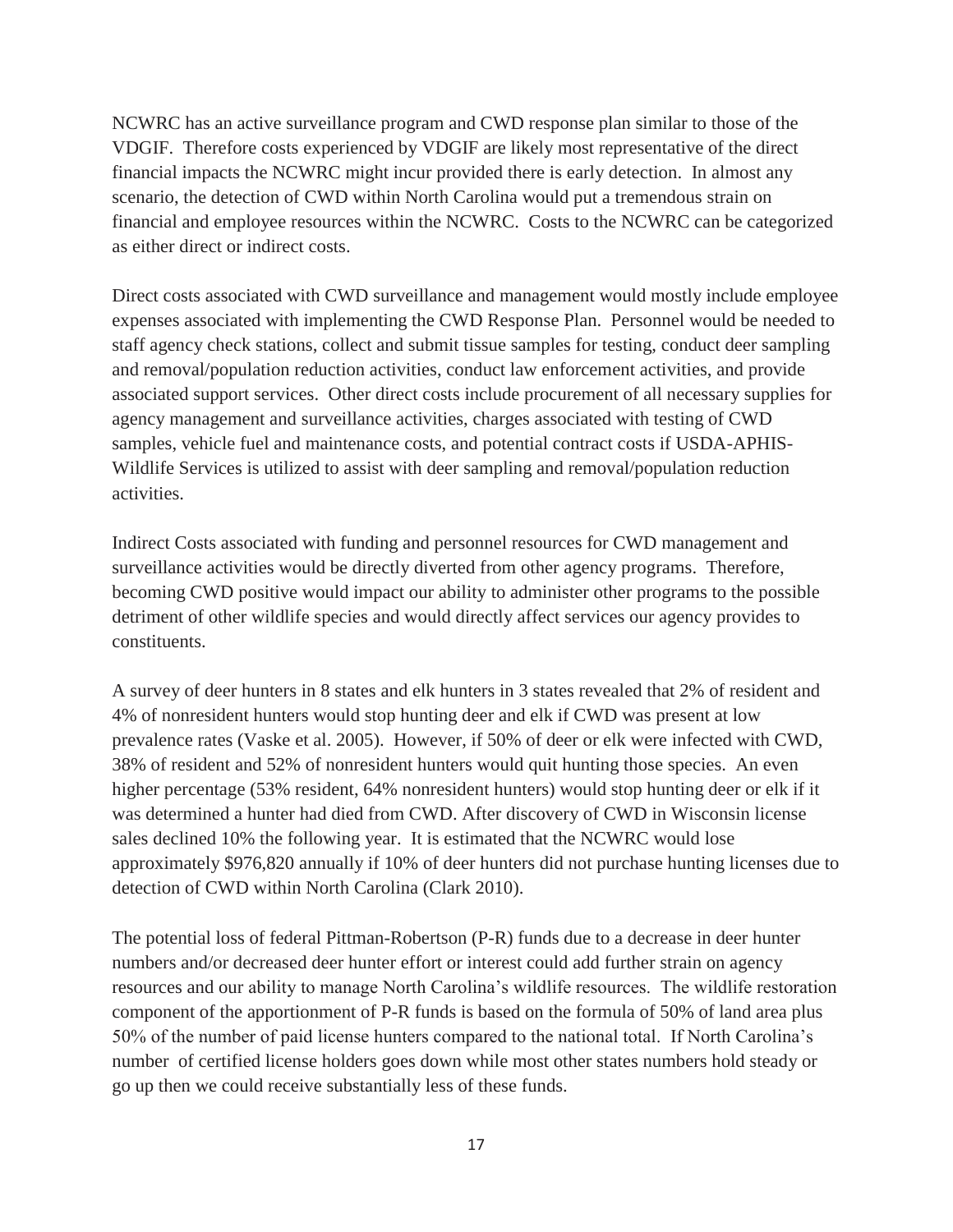NCWRC has an active surveillance program and CWD response plan similar to those of the VDGIF. Therefore costs experienced by VDGIF are likely most representative of the direct financial impacts the NCWRC might incur provided there is early detection. In almost any scenario, the detection of CWD within North Carolina would put a tremendous strain on financial and employee resources within the NCWRC. Costs to the NCWRC can be categorized as either direct or indirect costs.

Direct costs associated with CWD surveillance and management would mostly include employee expenses associated with implementing the CWD Response Plan. Personnel would be needed to staff agency check stations, collect and submit tissue samples for testing, conduct deer sampling and removal/population reduction activities, conduct law enforcement activities, and provide associated support services. Other direct costs include procurement of all necessary supplies for agency management and surveillance activities, charges associated with testing of CWD samples, vehicle fuel and maintenance costs, and potential contract costs if USDA-APHIS-Wildlife Services is utilized to assist with deer sampling and removal/population reduction activities.

Indirect Costs associated with funding and personnel resources for CWD management and surveillance activities would be directly diverted from other agency programs. Therefore, becoming CWD positive would impact our ability to administer other programs to the possible detriment of other wildlife species and would directly affect services our agency provides to constituents.

A survey of deer hunters in 8 states and elk hunters in 3 states revealed that 2% of resident and 4% of nonresident hunters would stop hunting deer and elk if CWD was present at low prevalence rates (Vaske et al. 2005). However, if 50% of deer or elk were infected with CWD, 38% of resident and 52% of nonresident hunters would quit hunting those species. An even higher percentage (53% resident, 64% nonresident hunters) would stop hunting deer or elk if it was determined a hunter had died from CWD. After discovery of CWD in Wisconsin license sales declined 10% the following year. It is estimated that the NCWRC would lose approximately $976,820 annually if 10% of deer hunters did not purchase hunting licenses due to detection of CWD within North Carolina (Clark 2010).

The potential loss of federal Pittman-Robertson (P-R) funds due to a decrease in deer hunter numbers and/or decreased deer hunter effort or interest could add further strain on agency resources and our ability to manage North Carolina's wildlife resources. The wildlife restoration component of the apportionment of P-R funds is based on the formula of 50% of land area plus 50% of the number of paid license hunters compared to the national total. If North Carolina's number of certified license holders goes down while most other states numbers hold steady or go up then we could receive substantially less of these funds.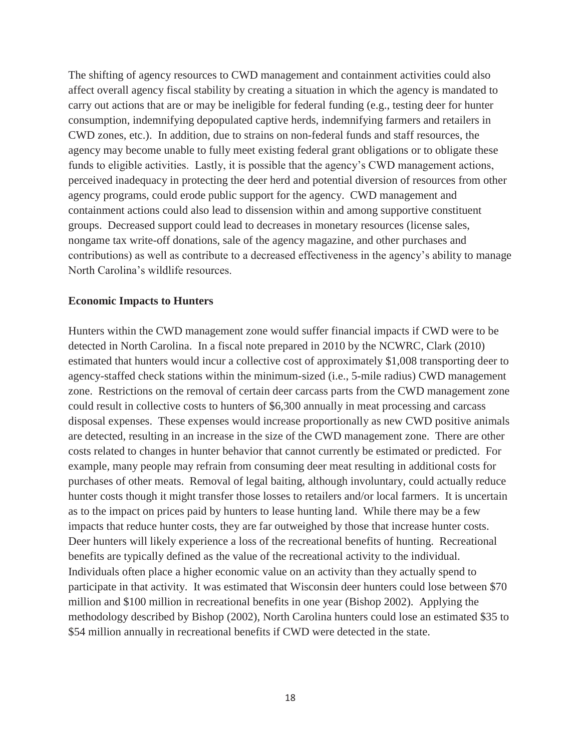The shifting of agency resources to CWD management and containment activities could also affect overall agency fiscal stability by creating a situation in which the agency is mandated to carry out actions that are or may be ineligible for federal funding (e.g., testing deer for hunter consumption, indemnifying depopulated captive herds, indemnifying farmers and retailers in CWD zones, etc.). In addition, due to strains on non-federal funds and staff resources, the agency may become unable to fully meet existing federal grant obligations or to obligate these funds to eligible activities. Lastly, it is possible that the agency's CWD management actions, perceived inadequacy in protecting the deer herd and potential diversion of resources from other agency programs, could erode public support for the agency. CWD management and containment actions could also lead to dissension within and among supportive constituent groups. Decreased support could lead to decreases in monetary resources (license sales, nongame tax write-off donations, sale of the agency magazine, and other purchases and contributions) as well as contribute to a decreased effectiveness in the agency's ability to manage North Carolina's wildlife resources.

**Economic Impacts to Hunters**

Hunters within the CWD management zone would suffer financial impacts if CWD were to be detected in North Carolina. In a fiscal note prepared in 2010 by the NCWRC, Clark (2010) estimated that hunters would incur a collective cost of approximately $1,008 transporting deer to agency-staffed check stations within the minimum-sized (i.e., 5-mile radius) CWD management zone. Restrictions on the removal of certain deer carcass parts from the CWD management zone could result in collective costs to hunters of $6,300 annually in meat processing and carcass disposal expenses. These expenses would increase proportionally as new CWD positive animals are detected, resulting in an increase in the size of the CWD management zone. There are other costs related to changes in hunter behavior that cannot currently be estimated or predicted. For example, many people may refrain from consuming deer meat resulting in additional costs for purchases of other meats. Removal of legal baiting, although involuntary, could actually reduce hunter costs though it might transfer those losses to retailers and/or local farmers. It is uncertain as to the impact on prices paid by hunters to lease hunting land. While there may be a few impacts that reduce hunter costs, they are far outweighed by those that increase hunter costs. Deer hunters will likely experience a loss of the recreational benefits of hunting. Recreational benefits are typically defined as the value of the recreational activity to the individual. Individuals often place a higher economic value on an activity than they actually spend to participate in that activity. It was estimated that Wisconsin deer hunters could lose between $70 million and $100 million in recreational benefits in one year (Bishop 2002). Applying the methodology described by Bishop (2002), North Carolina hunters could lose an estimated $35 to $54 million annually in recreational benefits if CWD were detected in the state.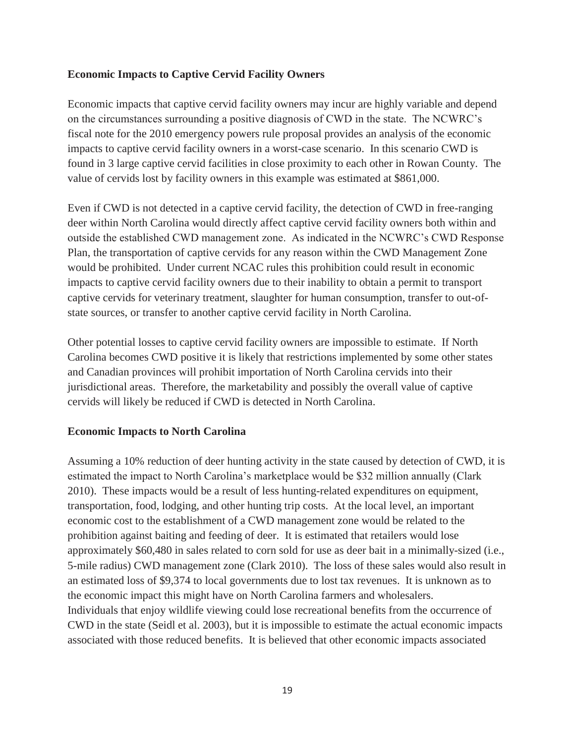**Economic Impacts to Captive Cervid Facility Owners**

Economic impacts that captive cervid facility owners may incur are highly variable and depend on the circumstances surrounding a positive diagnosis of CWD in the state. The NCWRC's fiscal note for the 2010 emergency powers rule proposal provides an analysis of the economic impacts to captive cervid facility owners in a worst-case scenario. In this scenario CWD is found in 3 large captive cervid facilities in close proximity to each other in Rowan County. The value of cervids lost by facility owners in this example was estimated at $861,000.

Even if CWD is not detected in a captive cervid facility, the detection of CWD in free-ranging deer within North Carolina would directly affect captive cervid facility owners both within and outside the established CWD management zone. As indicated in the NCWRC's CWD Response Plan, the transportation of captive cervids for any reason within the CWD Management Zone would be prohibited. Under current NCAC rules this prohibition could result in economic impacts to captive cervid facility owners due to their inability to obtain a permit to transport captive cervids for veterinary treatment, slaughter for human consumption, transfer to out-of-state sources, or transfer to another captive cervid facility in North Carolina.

Other potential losses to captive cervid facility owners are impossible to estimate. If North Carolina becomes CWD positive it is likely that restrictions implemented by some other states and Canadian provinces will prohibit importation of North Carolina cervids into their jurisdictional areas. Therefore, the marketability and possibly the overall value of captive cervids will likely be reduced if CWD is detected in North Carolina.

**Economic Impacts to North Carolina**

Assuming a 10% reduction of deer hunting activity in the state caused by detection of CWD, it is estimated the impact to North Carolina's marketplace would be $32 million annually (Clark 2010). These impacts would be a result of less hunting-related expenditures on equipment, transportation, food, lodging, and other hunting trip costs. At the local level, an important economic cost to the establishment of a CWD management zone would be related to the prohibition against baiting and feeding of deer. It is estimated that retailers would lose approximately $60,480 in sales related to corn sold for use as deer bait in a minimally-sized (i.e., 5-mile radius) CWD management zone (Clark 2010). The loss of these sales would also result in an estimated loss of $9,374 to local governments due to lost tax revenues. It is unknown as to the economic impact this might have on North Carolina farmers and wholesalers.
Individuals that enjoy wildlife viewing could lose recreational benefits from the occurrence of CWD in the state (Seidl et al. 2003), but it is impossible to estimate the actual economic impacts associated with those reduced benefits. It is believed that other economic impacts associated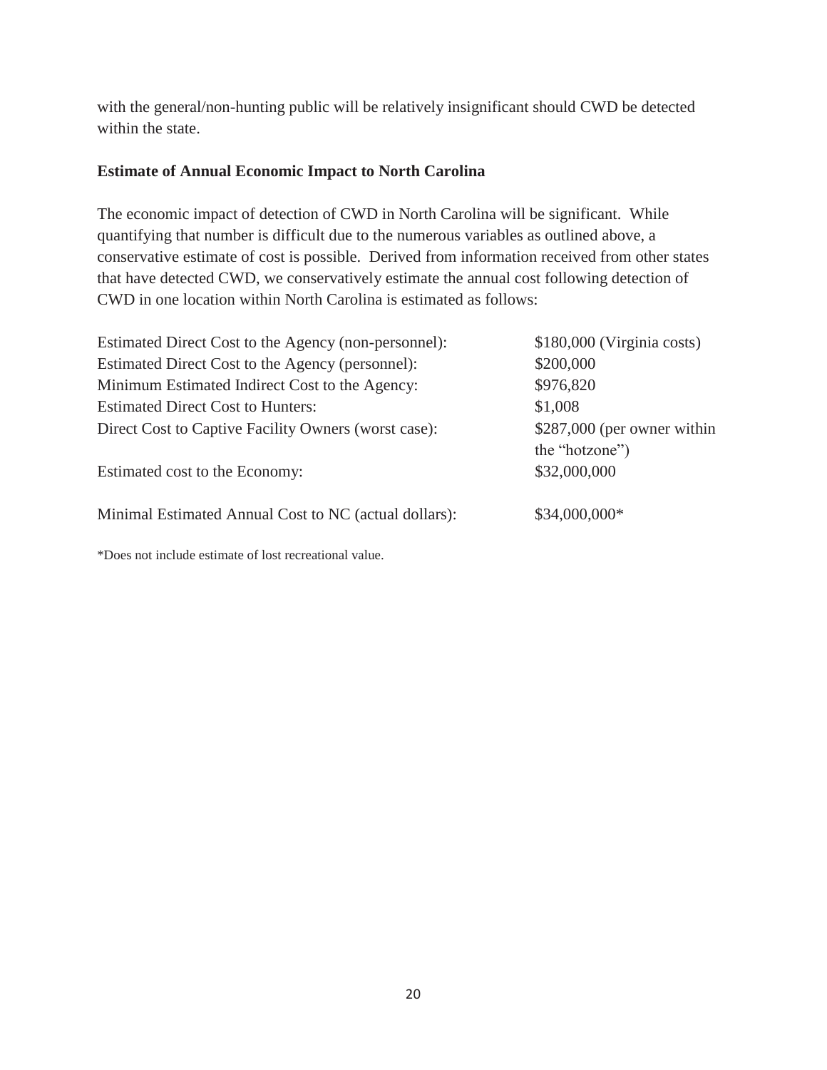with the general/non-hunting public will be relatively insignificant should CWD be detected within the state.

**Estimate of Annual Economic Impact to North Carolina**

The economic impact of detection of CWD in North Carolina will be significant. While quantifying that number is difficult due to the numerous variables as outlined above, a conservative estimate of cost is possible. Derived from information received from other states that have detected CWD, we conservatively estimate the annual cost following detection of CWD in one location within North Carolina is estimated as follows:

| | |
|---|---|
| Estimated Direct Cost to the Agency (non-personnel): | $180,000 (Virginia costs) |
| Estimated Direct Cost to the Agency (personnel): | $200,000 |
| Minimum Estimated Indirect Cost to the Agency: | $976,820 |
| Estimated Direct Cost to Hunters: | $1,008 |
| Direct Cost to Captive Facility Owners (worst case): | $287,000 (per owner within the "hotzone") |
| Estimated cost to the Economy: | $32,000,000 |
| Minimal Estimated Annual Cost to NC (actual dollars): | $34,000,000* |

*Does not include estimate of lost recreational value.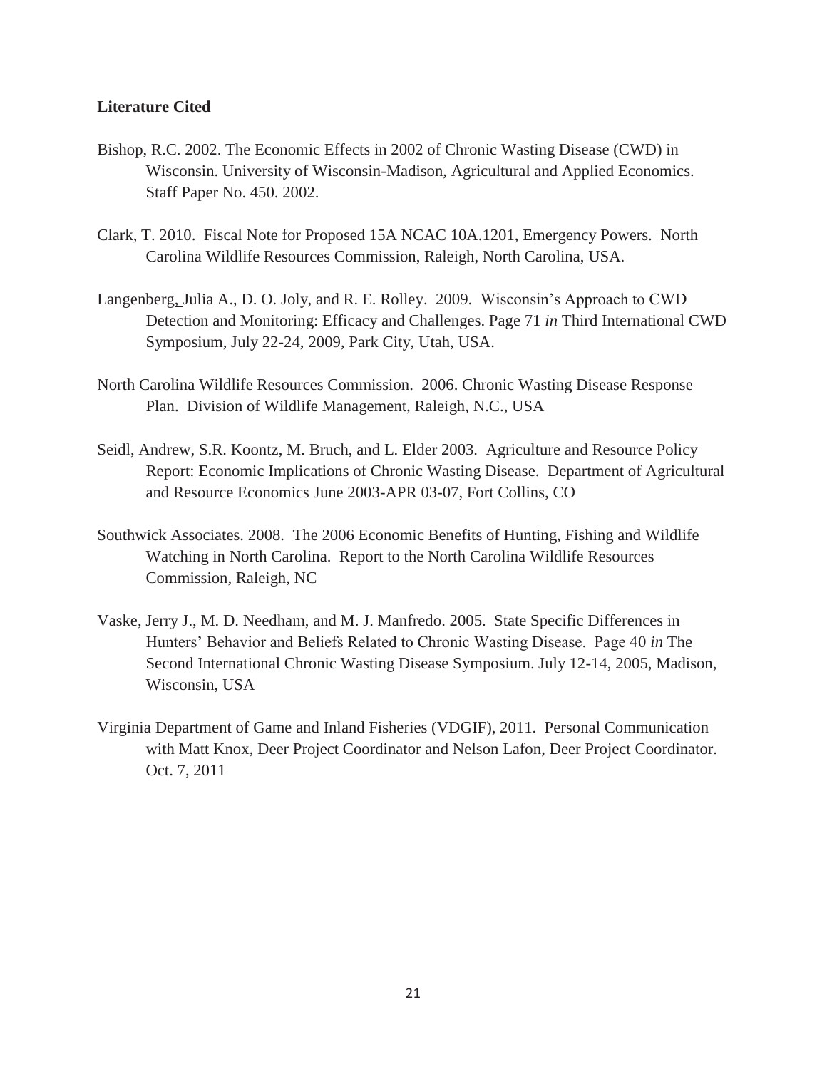**Literature Cited**

Bishop, R.C. 2002. The Economic Effects in 2002 of Chronic Wasting Disease (CWD) in Wisconsin. University of Wisconsin-Madison, Agricultural and Applied Economics. Staff Paper No. 450. 2002.

Clark, T. 2010. Fiscal Note for Proposed 15A NCAC 10A.1201, Emergency Powers. North Carolina Wildlife Resources Commission, Raleigh, North Carolina, USA.

Langenberg, Julia A., D. O. Joly, and R. E. Rolley. 2009. Wisconsin's Approach to CWD Detection and Monitoring: Efficacy and Challenges. Page 71 *in* Third International CWD Symposium, July 22-24, 2009, Park City, Utah, USA.

North Carolina Wildlife Resources Commission. 2006. Chronic Wasting Disease Response Plan. Division of Wildlife Management, Raleigh, N.C., USA

Seidl, Andrew, S.R. Koontz, M. Bruch, and L. Elder 2003. Agriculture and Resource Policy Report: Economic Implications of Chronic Wasting Disease. Department of Agricultural and Resource Economics June 2003-APR 03-07, Fort Collins, CO

Southwick Associates. 2008. The 2006 Economic Benefits of Hunting, Fishing and Wildlife Watching in North Carolina. Report to the North Carolina Wildlife Resources Commission, Raleigh, NC

Vaske, Jerry J., M. D. Needham, and M. J. Manfredo. 2005. State Specific Differences in Hunters' Behavior and Beliefs Related to Chronic Wasting Disease. Page 40 *in* The Second International Chronic Wasting Disease Symposium. July 12-14, 2005, Madison, Wisconsin, USA

Virginia Department of Game and Inland Fisheries (VDGIF), 2011. Personal Communication with Matt Knox, Deer Project Coordinator and Nelson Lafon, Deer Project Coordinator. Oct. 7, 2011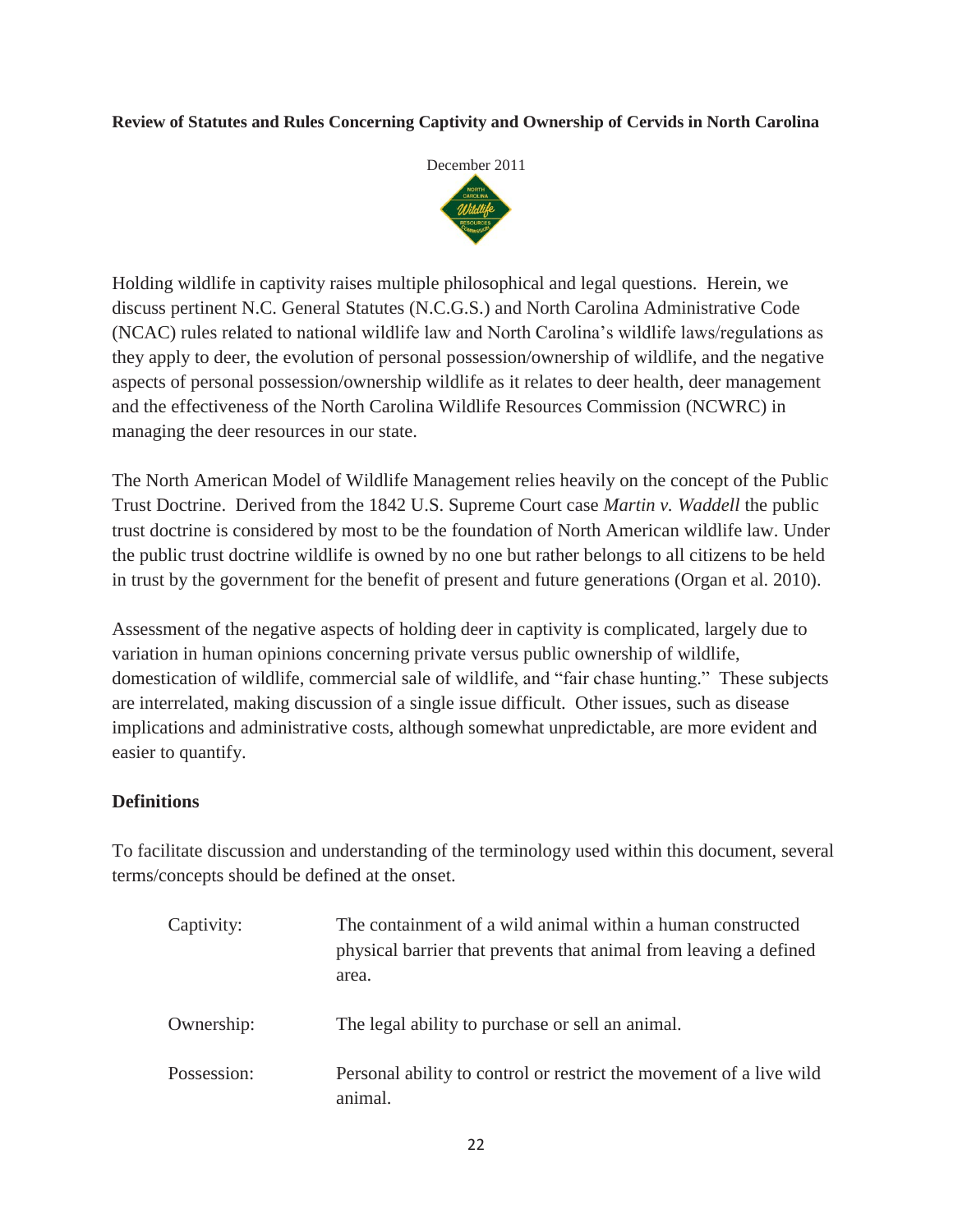**Review of Statutes and Rules Concerning Captivity and Ownership of Cervids in North Carolina**

December 2011

Holding wildlife in captivity raises multiple philosophical and legal questions. Herein, we discuss pertinent N.C. General Statutes (N.C.G.S.) and North Carolina Administrative Code (NCAC) rules related to national wildlife law and North Carolina's wildlife laws/regulations as they apply to deer, the evolution of personal possession/ownership of wildlife, and the negative aspects of personal possession/ownership wildlife as it relates to deer health, deer management and the effectiveness of the North Carolina Wildlife Resources Commission (NCWRC) in managing the deer resources in our state.

The North American Model of Wildlife Management relies heavily on the concept of the Public Trust Doctrine. Derived from the 1842 U.S. Supreme Court case *Martin v. Waddell* the public trust doctrine is considered by most to be the foundation of North American wildlife law. Under the public trust doctrine wildlife is owned by no one but rather belongs to all citizens to be held in trust by the government for the benefit of present and future generations (Organ et al. 2010).

Assessment of the negative aspects of holding deer in captivity is complicated, largely due to variation in human opinions concerning private versus public ownership of wildlife, domestication of wildlife, commercial sale of wildlife, and "fair chase hunting." These subjects are interrelated, making discussion of a single issue difficult. Other issues, such as disease implications and administrative costs, although somewhat unpredictable, are more evident and easier to quantify.

**Definitions**

To facilitate discussion and understanding of the terminology used within this document, several terms/concepts should be defined at the onset.

Captivity: The containment of a wild animal within a human constructed physical barrier that prevents that animal from leaving a defined area.

Ownership: The legal ability to purchase or sell an animal.

Possession: Personal ability to control or restrict the movement of a live wild animal.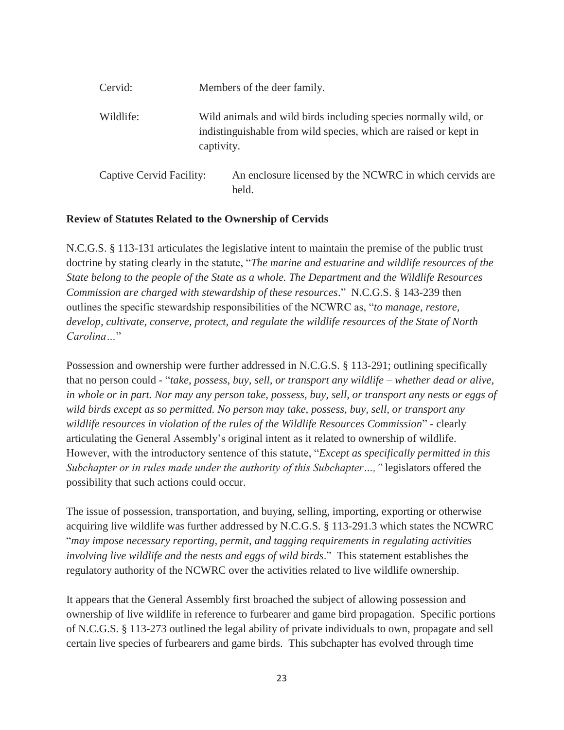Cervid: Members of the deer family.

Wildlife: Wild animals and wild birds including species normally wild, or indistinguishable from wild species, which are raised or kept in captivity.

Captive Cervid Facility: An enclosure licensed by the NCWRC in which cervids are held.

**Review of Statutes Related to the Ownership of Cervids**

N.C.G.S. § 113-131 articulates the legislative intent to maintain the premise of the public trust doctrine by stating clearly in the statute, "*The marine and estuarine and wildlife resources of the State belong to the people of the State as a whole. The Department and the Wildlife Resources Commission are charged with stewardship of these resources*." N.C.G.S. § 143-239 then outlines the specific stewardship responsibilities of the NCWRC as, "*to manage, restore, develop, cultivate, conserve, protect, and regulate the wildlife resources of the State of North Carolina…*"

Possession and ownership were further addressed in N.C.G.S. § 113-291; outlining specifically that no person could - "*take, possess, buy, sell, or transport any wildlife – whether dead or alive, in whole or in part. Nor may any person take, possess, buy, sell, or transport any nests or eggs of wild birds except as so permitted. No person may take, possess, buy, sell, or transport any wildlife resources in violation of the rules of the Wildlife Resources Commission*" - clearly articulating the General Assembly's original intent as it related to ownership of wildlife. However, with the introductory sentence of this statute, "*Except as specifically permitted in this Subchapter or in rules made under the authority of this Subchapter…,"* legislators offered the possibility that such actions could occur.

The issue of possession, transportation, and buying, selling, importing, exporting or otherwise acquiring live wildlife was further addressed by N.C.G.S. § 113-291.3 which states the NCWRC "*may impose necessary reporting, permit, and tagging requirements in regulating activities involving live wildlife and the nests and eggs of wild birds*." This statement establishes the regulatory authority of the NCWRC over the activities related to live wildlife ownership.

It appears that the General Assembly first broached the subject of allowing possession and ownership of live wildlife in reference to furbearer and game bird propagation. Specific portions of N.C.G.S. § 113-273 outlined the legal ability of private individuals to own, propagate and sell certain live species of furbearers and game birds. This subchapter has evolved through time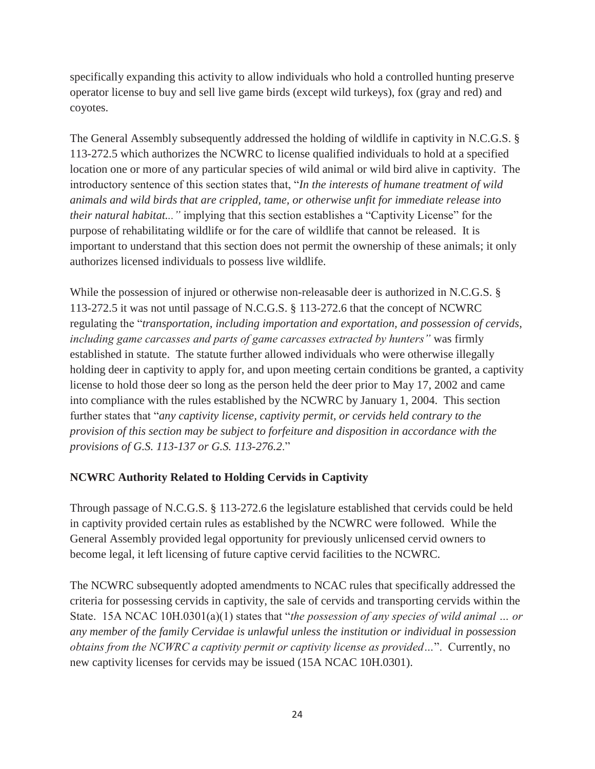specifically expanding this activity to allow individuals who hold a controlled hunting preserve operator license to buy and sell live game birds (except wild turkeys), fox (gray and red) and coyotes.

The General Assembly subsequently addressed the holding of wildlife in captivity in N.C.G.S. § 113-272.5 which authorizes the NCWRC to license qualified individuals to hold at a specified location one or more of any particular species of wild animal or wild bird alive in captivity. The introductory sentence of this section states that, "*In the interests of humane treatment of wild animals and wild birds that are crippled, tame, or otherwise unfit for immediate release into their natural habitat..."* implying that this section establishes a "Captivity License" for the purpose of rehabilitating wildlife or for the care of wildlife that cannot be released. It is important to understand that this section does not permit the ownership of these animals; it only authorizes licensed individuals to possess live wildlife.

While the possession of injured or otherwise non-releasable deer is authorized in N.C.G.S. § 113-272.5 it was not until passage of N.C.G.S. § 113-272.6 that the concept of NCWRC regulating the "*transportation, including importation and exportation, and possession of cervids, including game carcasses and parts of game carcasses extracted by hunters"* was firmly established in statute. The statute further allowed individuals who were otherwise illegally holding deer in captivity to apply for, and upon meeting certain conditions be granted, a captivity license to hold those deer so long as the person held the deer prior to May 17, 2002 and came into compliance with the rules established by the NCWRC by January 1, 2004. This section further states that "*any captivity license, captivity permit, or cervids held contrary to the provision of this section may be subject to forfeiture and disposition in accordance with the provisions of G.S. 113-137 or G.S. 113-276.2*."

**NCWRC Authority Related to Holding Cervids in Captivity**

Through passage of N.C.G.S. § 113-272.6 the legislature established that cervids could be held in captivity provided certain rules as established by the NCWRC were followed. While the General Assembly provided legal opportunity for previously unlicensed cervid owners to become legal, it left licensing of future captive cervid facilities to the NCWRC.

The NCWRC subsequently adopted amendments to NCAC rules that specifically addressed the criteria for possessing cervids in captivity, the sale of cervids and transporting cervids within the State. 15A NCAC 10H.0301(a)(1) states that "*the possession of any species of wild animal … or any member of the family Cervidae is unlawful unless the institution or individual in possession obtains from the NCWRC a captivity permit or captivity license as provided…*". Currently, no new captivity licenses for cervids may be issued (15A NCAC 10H.0301).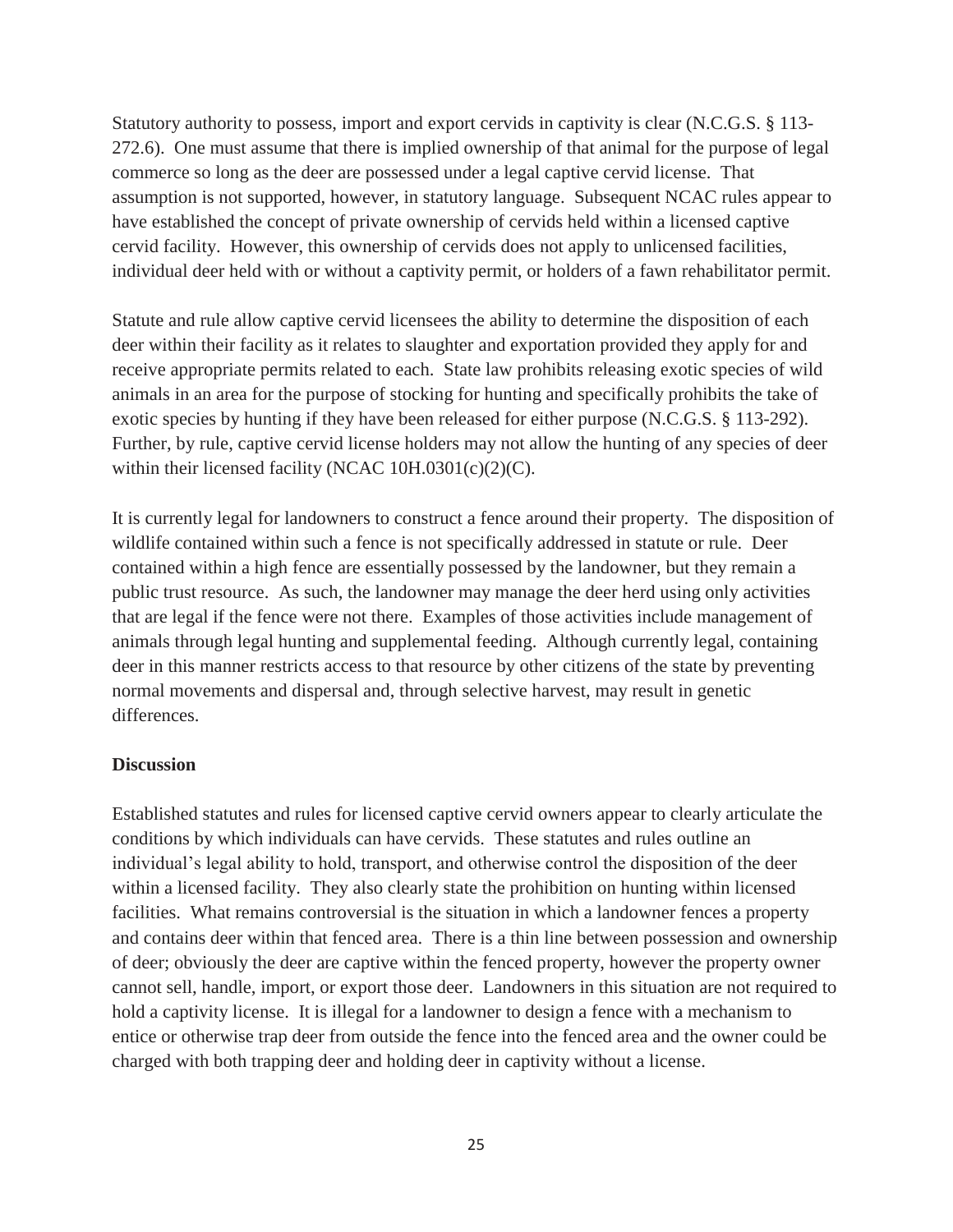Statutory authority to possess, import and export cervids in captivity is clear (N.C.G.S. § 113-272.6). One must assume that there is implied ownership of that animal for the purpose of legal commerce so long as the deer are possessed under a legal captive cervid license. That assumption is not supported, however, in statutory language. Subsequent NCAC rules appear to have established the concept of private ownership of cervids held within a licensed captive cervid facility. However, this ownership of cervids does not apply to unlicensed facilities, individual deer held with or without a captivity permit, or holders of a fawn rehabilitator permit.

Statute and rule allow captive cervid licensees the ability to determine the disposition of each deer within their facility as it relates to slaughter and exportation provided they apply for and receive appropriate permits related to each. State law prohibits releasing exotic species of wild animals in an area for the purpose of stocking for hunting and specifically prohibits the take of exotic species by hunting if they have been released for either purpose (N.C.G.S. § 113-292). Further, by rule, captive cervid license holders may not allow the hunting of any species of deer within their licensed facility (NCAC 10H.0301(c)(2)(C).

It is currently legal for landowners to construct a fence around their property. The disposition of wildlife contained within such a fence is not specifically addressed in statute or rule. Deer contained within a high fence are essentially possessed by the landowner, but they remain a public trust resource. As such, the landowner may manage the deer herd using only activities that are legal if the fence were not there. Examples of those activities include management of animals through legal hunting and supplemental feeding. Although currently legal, containing deer in this manner restricts access to that resource by other citizens of the state by preventing normal movements and dispersal and, through selective harvest, may result in genetic differences.

**Discussion**

Established statutes and rules for licensed captive cervid owners appear to clearly articulate the conditions by which individuals can have cervids. These statutes and rules outline an individual's legal ability to hold, transport, and otherwise control the disposition of the deer within a licensed facility. They also clearly state the prohibition on hunting within licensed facilities. What remains controversial is the situation in which a landowner fences a property and contains deer within that fenced area. There is a thin line between possession and ownership of deer; obviously the deer are captive within the fenced property, however the property owner cannot sell, handle, import, or export those deer. Landowners in this situation are not required to hold a captivity license. It is illegal for a landowner to design a fence with a mechanism to entice or otherwise trap deer from outside the fence into the fenced area and the owner could be charged with both trapping deer and holding deer in captivity without a license.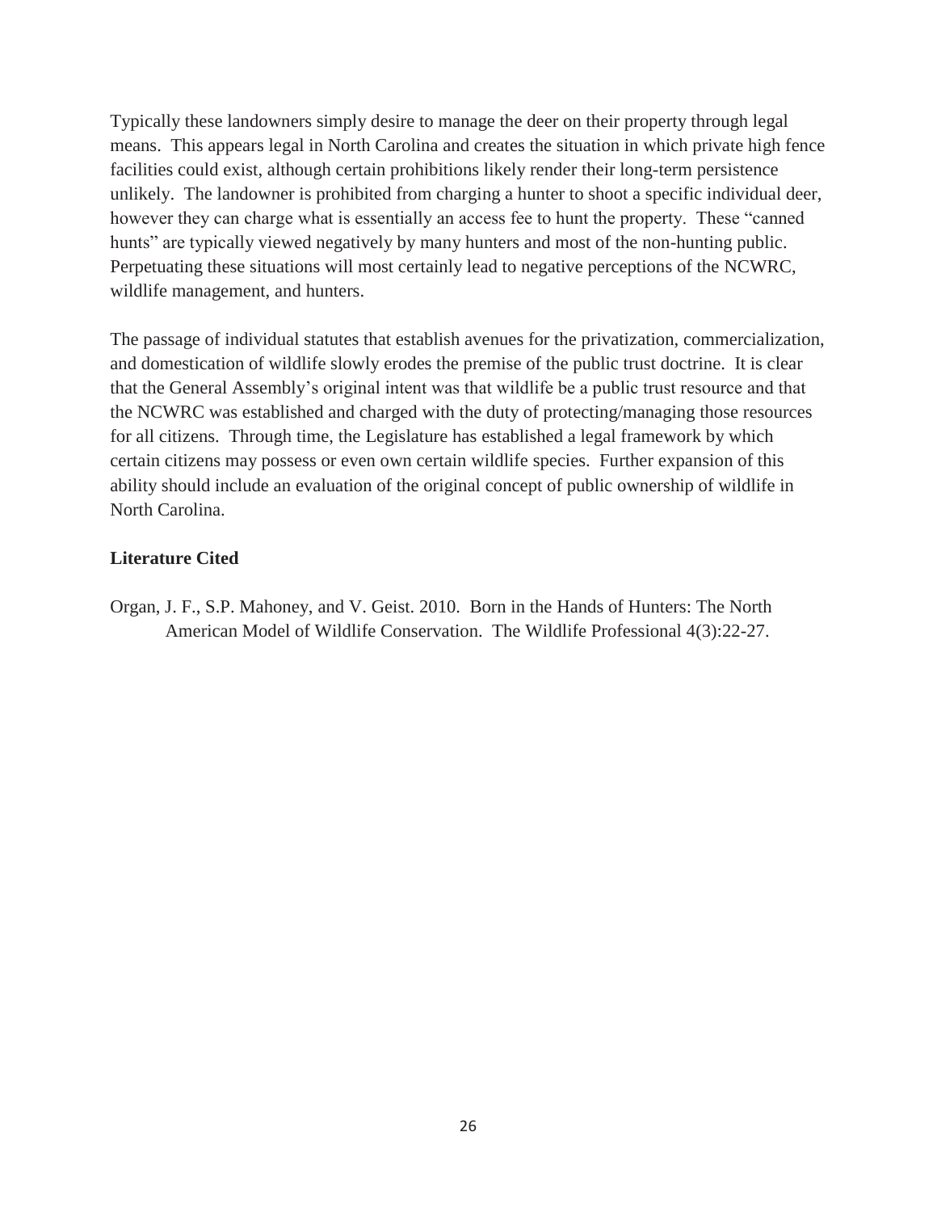Typically these landowners simply desire to manage the deer on their property through legal means. This appears legal in North Carolina and creates the situation in which private high fence facilities could exist, although certain prohibitions likely render their long-term persistence unlikely. The landowner is prohibited from charging a hunter to shoot a specific individual deer, however they can charge what is essentially an access fee to hunt the property. These "canned hunts" are typically viewed negatively by many hunters and most of the non-hunting public. Perpetuating these situations will most certainly lead to negative perceptions of the NCWRC, wildlife management, and hunters.

The passage of individual statutes that establish avenues for the privatization, commercialization, and domestication of wildlife slowly erodes the premise of the public trust doctrine. It is clear that the General Assembly's original intent was that wildlife be a public trust resource and that the NCWRC was established and charged with the duty of protecting/managing those resources for all citizens. Through time, the Legislature has established a legal framework by which certain citizens may possess or even own certain wildlife species. Further expansion of this ability should include an evaluation of the original concept of public ownership of wildlife in North Carolina.

**Literature Cited**

Organ, J. F., S.P. Mahoney, and V. Geist. 2010. Born in the Hands of Hunters: The North American Model of Wildlife Conservation. The Wildlife Professional 4(3):22-27.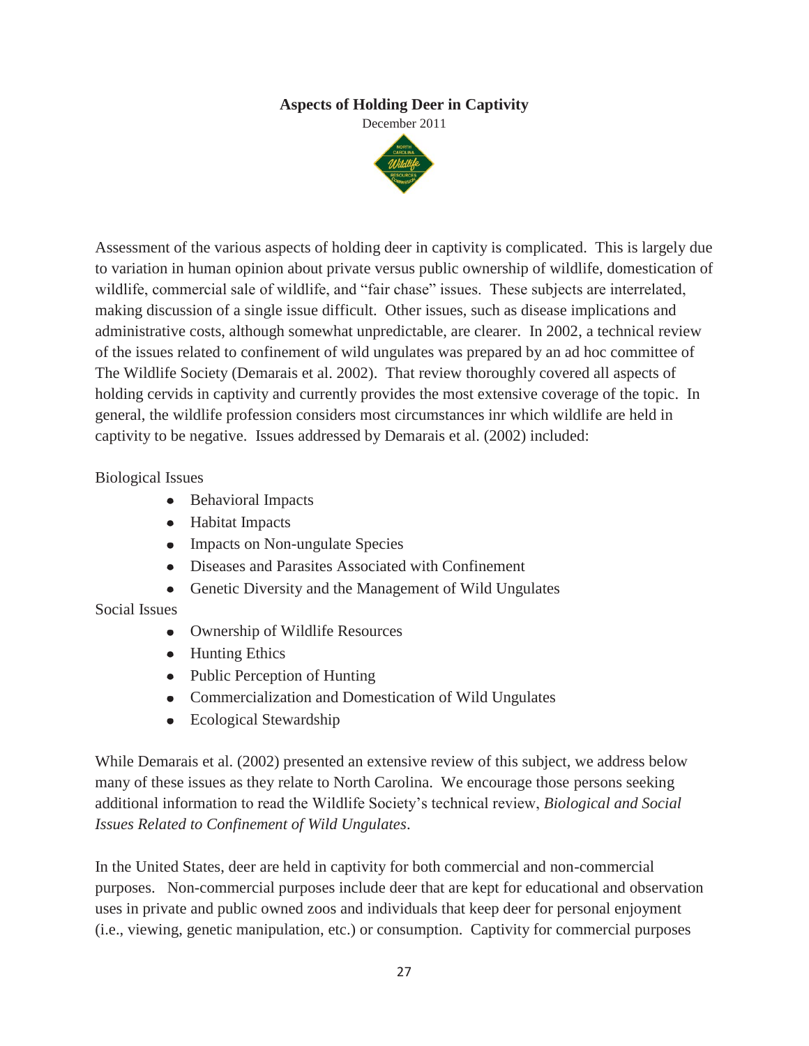# Aspects of Holding Deer in Captivity

December 2011

Assessment of the various aspects of holding deer in captivity is complicated. This is largely due to variation in human opinion about private versus public ownership of wildlife, domestication of wildlife, commercial sale of wildlife, and "fair chase" issues. These subjects are interrelated, making discussion of a single issue difficult. Other issues, such as disease implications and administrative costs, although somewhat unpredictable, are clearer. In 2002, a technical review of the issues related to confinement of wild ungulates was prepared by an ad hoc committee of The Wildlife Society (Demarais et al. 2002). That review thoroughly covered all aspects of holding cervids in captivity and currently provides the most extensive coverage of the topic. In general, the wildlife profession considers most circumstances inr which wildlife are held in captivity to be negative. Issues addressed by Demarais et al. (2002) included:

Biological Issues

- Behavioral Impacts
- Habitat Impacts
- Impacts on Non-ungulate Species
- Diseases and Parasites Associated with Confinement
- Genetic Diversity and the Management of Wild Ungulates

Social Issues

- Ownership of Wildlife Resources
- Hunting Ethics
- Public Perception of Hunting
- Commercialization and Domestication of Wild Ungulates
- Ecological Stewardship

While Demarais et al. (2002) presented an extensive review of this subject, we address below many of these issues as they relate to North Carolina. We encourage those persons seeking additional information to read the Wildlife Society's technical review, *Biological and Social Issues Related to Confinement of Wild Ungulates*.

In the United States, deer are held in captivity for both commercial and non-commercial purposes. Non-commercial purposes include deer that are kept for educational and observation uses in private and public owned zoos and individuals that keep deer for personal enjoyment (i.e., viewing, genetic manipulation, etc.) or consumption. Captivity for commercial purposes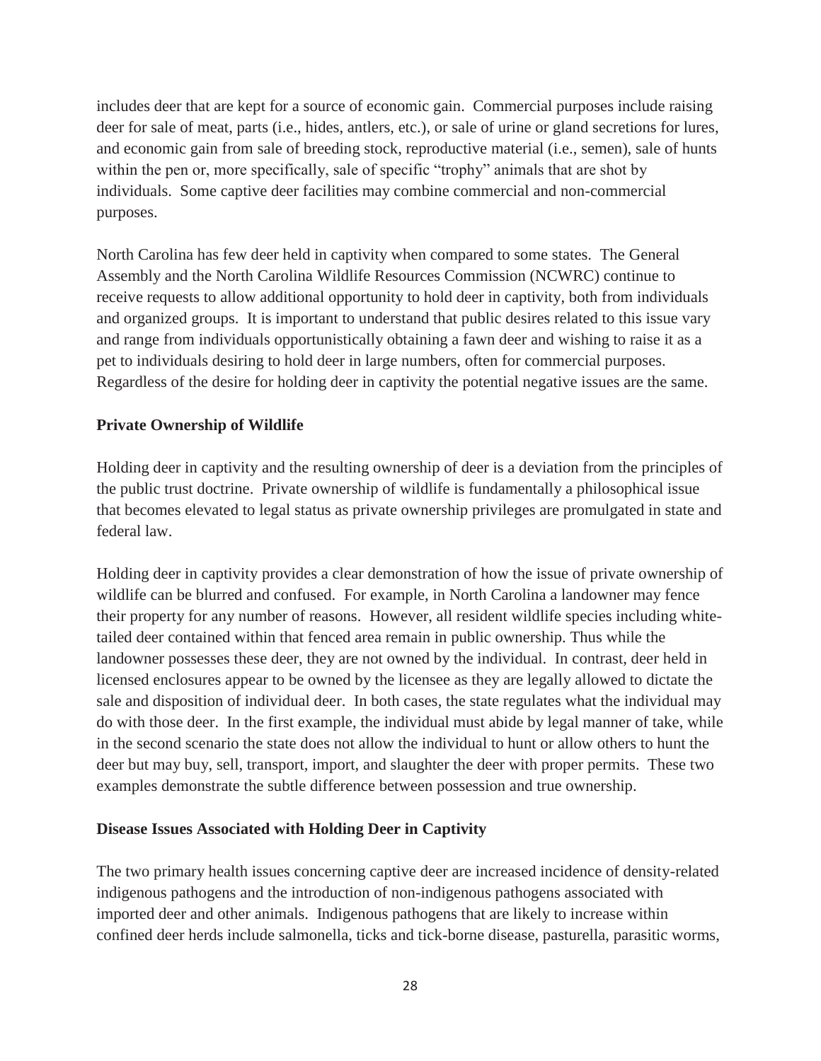includes deer that are kept for a source of economic gain. Commercial purposes include raising deer for sale of meat, parts (i.e., hides, antlers, etc.), or sale of urine or gland secretions for lures, and economic gain from sale of breeding stock, reproductive material (i.e., semen), sale of hunts within the pen or, more specifically, sale of specific "trophy" animals that are shot by individuals. Some captive deer facilities may combine commercial and non-commercial purposes.

North Carolina has few deer held in captivity when compared to some states. The General Assembly and the North Carolina Wildlife Resources Commission (NCWRC) continue to receive requests to allow additional opportunity to hold deer in captivity, both from individuals and organized groups. It is important to understand that public desires related to this issue vary and range from individuals opportunistically obtaining a fawn deer and wishing to raise it as a pet to individuals desiring to hold deer in large numbers, often for commercial purposes. Regardless of the desire for holding deer in captivity the potential negative issues are the same.

**Private Ownership of Wildlife**

Holding deer in captivity and the resulting ownership of deer is a deviation from the principles of the public trust doctrine. Private ownership of wildlife is fundamentally a philosophical issue that becomes elevated to legal status as private ownership privileges are promulgated in state and federal law.

Holding deer in captivity provides a clear demonstration of how the issue of private ownership of wildlife can be blurred and confused. For example, in North Carolina a landowner may fence their property for any number of reasons. However, all resident wildlife species including white-tailed deer contained within that fenced area remain in public ownership. Thus while the landowner possesses these deer, they are not owned by the individual. In contrast, deer held in licensed enclosures appear to be owned by the licensee as they are legally allowed to dictate the sale and disposition of individual deer. In both cases, the state regulates what the individual may do with those deer. In the first example, the individual must abide by legal manner of take, while in the second scenario the state does not allow the individual to hunt or allow others to hunt the deer but may buy, sell, transport, import, and slaughter the deer with proper permits. These two examples demonstrate the subtle difference between possession and true ownership.

**Disease Issues Associated with Holding Deer in Captivity**

The two primary health issues concerning captive deer are increased incidence of density-related indigenous pathogens and the introduction of non-indigenous pathogens associated with imported deer and other animals. Indigenous pathogens that are likely to increase within confined deer herds include salmonella, ticks and tick-borne disease, pasturella, parasitic worms,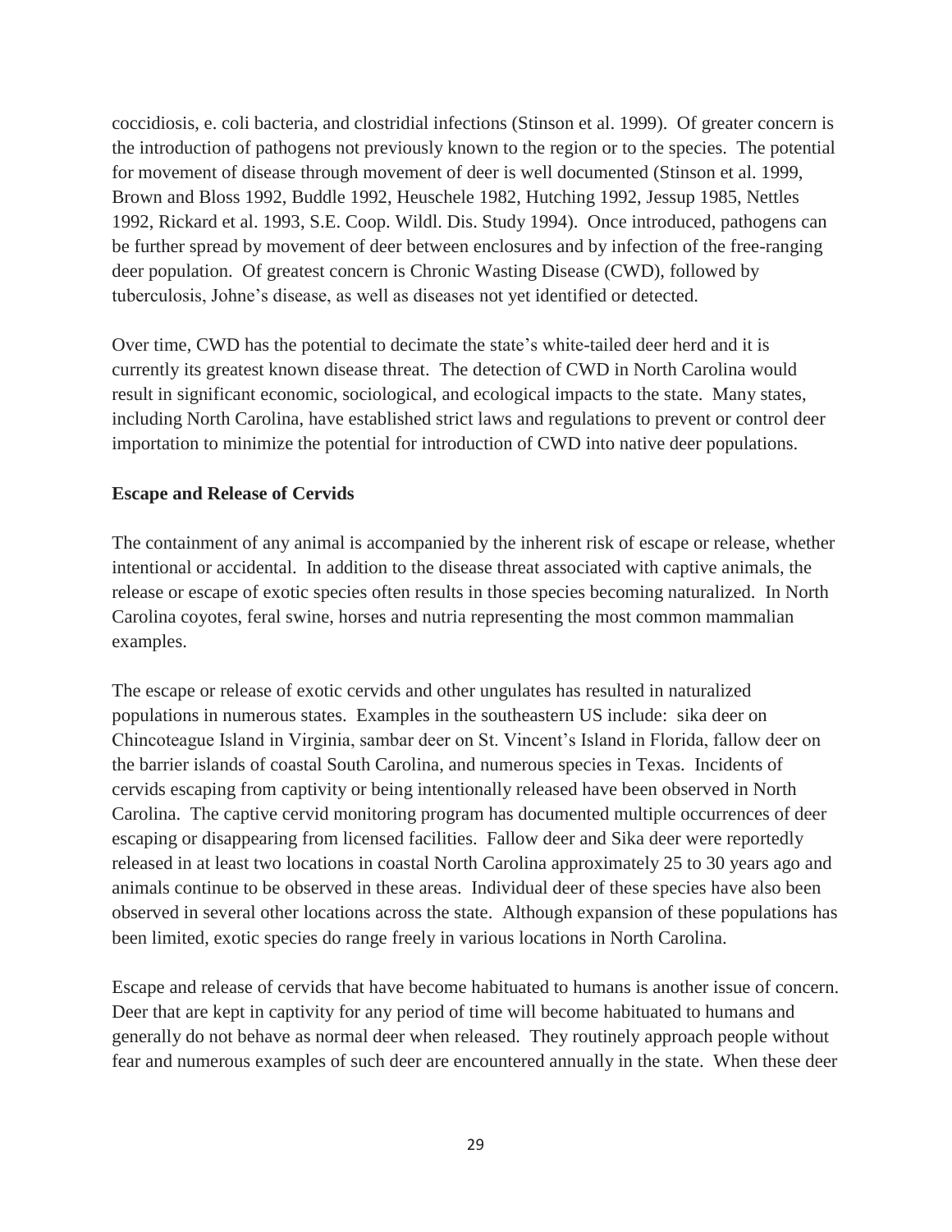coccidiosis, e. coli bacteria, and clostridial infections (Stinson et al. 1999). Of greater concern is the introduction of pathogens not previously known to the region or to the species. The potential for movement of disease through movement of deer is well documented (Stinson et al. 1999, Brown and Bloss 1992, Buddle 1992, Heuschele 1982, Hutching 1992, Jessup 1985, Nettles 1992, Rickard et al. 1993, S.E. Coop. Wildl. Dis. Study 1994). Once introduced, pathogens can be further spread by movement of deer between enclosures and by infection of the free-ranging deer population. Of greatest concern is Chronic Wasting Disease (CWD), followed by tuberculosis, Johne's disease, as well as diseases not yet identified or detected.

Over time, CWD has the potential to decimate the state's white-tailed deer herd and it is currently its greatest known disease threat. The detection of CWD in North Carolina would result in significant economic, sociological, and ecological impacts to the state. Many states, including North Carolina, have established strict laws and regulations to prevent or control deer importation to minimize the potential for introduction of CWD into native deer populations.

**Escape and Release of Cervids**

The containment of any animal is accompanied by the inherent risk of escape or release, whether intentional or accidental. In addition to the disease threat associated with captive animals, the release or escape of exotic species often results in those species becoming naturalized. In North Carolina coyotes, feral swine, horses and nutria representing the most common mammalian examples.

The escape or release of exotic cervids and other ungulates has resulted in naturalized populations in numerous states. Examples in the southeastern US include: sika deer on Chincoteague Island in Virginia, sambar deer on St. Vincent's Island in Florida, fallow deer on the barrier islands of coastal South Carolina, and numerous species in Texas. Incidents of cervids escaping from captivity or being intentionally released have been observed in North Carolina. The captive cervid monitoring program has documented multiple occurrences of deer escaping or disappearing from licensed facilities. Fallow deer and Sika deer were reportedly released in at least two locations in coastal North Carolina approximately 25 to 30 years ago and animals continue to be observed in these areas. Individual deer of these species have also been observed in several other locations across the state. Although expansion of these populations has been limited, exotic species do range freely in various locations in North Carolina.

Escape and release of cervids that have become habituated to humans is another issue of concern. Deer that are kept in captivity for any period of time will become habituated to humans and generally do not behave as normal deer when released. They routinely approach people without fear and numerous examples of such deer are encountered annually in the state. When these deer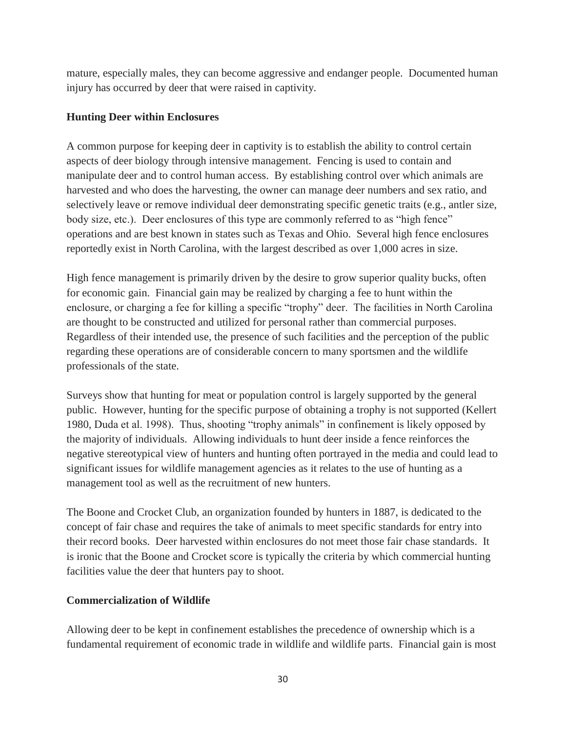mature, especially males, they can become aggressive and endanger people. Documented human injury has occurred by deer that were raised in captivity.

**Hunting Deer within Enclosures**

A common purpose for keeping deer in captivity is to establish the ability to control certain aspects of deer biology through intensive management. Fencing is used to contain and manipulate deer and to control human access. By establishing control over which animals are harvested and who does the harvesting, the owner can manage deer numbers and sex ratio, and selectively leave or remove individual deer demonstrating specific genetic traits (e.g., antler size, body size, etc.). Deer enclosures of this type are commonly referred to as "high fence" operations and are best known in states such as Texas and Ohio. Several high fence enclosures reportedly exist in North Carolina, with the largest described as over 1,000 acres in size.

High fence management is primarily driven by the desire to grow superior quality bucks, often for economic gain. Financial gain may be realized by charging a fee to hunt within the enclosure, or charging a fee for killing a specific "trophy" deer. The facilities in North Carolina are thought to be constructed and utilized for personal rather than commercial purposes. Regardless of their intended use, the presence of such facilities and the perception of the public regarding these operations are of considerable concern to many sportsmen and the wildlife professionals of the state.

Surveys show that hunting for meat or population control is largely supported by the general public. However, hunting for the specific purpose of obtaining a trophy is not supported (Kellert 1980, Duda et al. 1998). Thus, shooting "trophy animals" in confinement is likely opposed by the majority of individuals. Allowing individuals to hunt deer inside a fence reinforces the negative stereotypical view of hunters and hunting often portrayed in the media and could lead to significant issues for wildlife management agencies as it relates to the use of hunting as a management tool as well as the recruitment of new hunters.

The Boone and Crocket Club, an organization founded by hunters in 1887, is dedicated to the concept of fair chase and requires the take of animals to meet specific standards for entry into their record books. Deer harvested within enclosures do not meet those fair chase standards. It is ironic that the Boone and Crocket score is typically the criteria by which commercial hunting facilities value the deer that hunters pay to shoot.

**Commercialization of Wildlife**

Allowing deer to be kept in confinement establishes the precedence of ownership which is a fundamental requirement of economic trade in wildlife and wildlife parts. Financial gain is most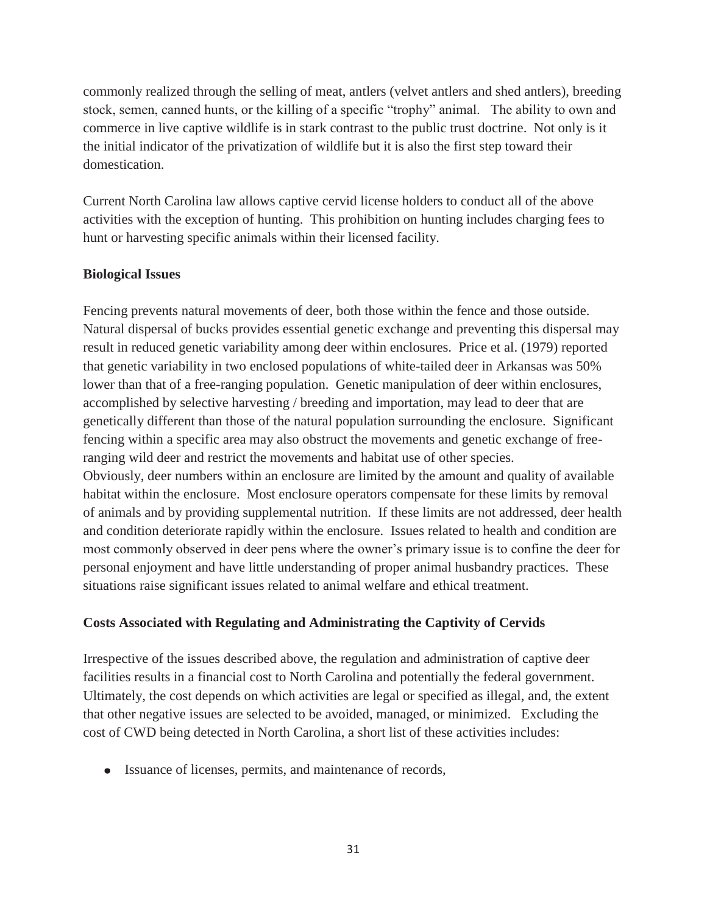commonly realized through the selling of meat, antlers (velvet antlers and shed antlers), breeding stock, semen, canned hunts, or the killing of a specific "trophy" animal. The ability to own and commerce in live captive wildlife is in stark contrast to the public trust doctrine. Not only is it the initial indicator of the privatization of wildlife but it is also the first step toward their domestication.

Current North Carolina law allows captive cervid license holders to conduct all of the above activities with the exception of hunting. This prohibition on hunting includes charging fees to hunt or harvesting specific animals within their licensed facility.

**Biological Issues**

Fencing prevents natural movements of deer, both those within the fence and those outside. Natural dispersal of bucks provides essential genetic exchange and preventing this dispersal may result in reduced genetic variability among deer within enclosures. Price et al. (1979) reported that genetic variability in two enclosed populations of white-tailed deer in Arkansas was 50% lower than that of a free-ranging population. Genetic manipulation of deer within enclosures, accomplished by selective harvesting / breeding and importation, may lead to deer that are genetically different than those of the natural population surrounding the enclosure. Significant fencing within a specific area may also obstruct the movements and genetic exchange of free-ranging wild deer and restrict the movements and habitat use of other species.

Obviously, deer numbers within an enclosure are limited by the amount and quality of available habitat within the enclosure. Most enclosure operators compensate for these limits by removal of animals and by providing supplemental nutrition. If these limits are not addressed, deer health and condition deteriorate rapidly within the enclosure. Issues related to health and condition are most commonly observed in deer pens where the owner's primary issue is to confine the deer for personal enjoyment and have little understanding of proper animal husbandry practices. These situations raise significant issues related to animal welfare and ethical treatment.

**Costs Associated with Regulating and Administrating the Captivity of Cervids**

Irrespective of the issues described above, the regulation and administration of captive deer facilities results in a financial cost to North Carolina and potentially the federal government. Ultimately, the cost depends on which activities are legal or specified as illegal, and, the extent that other negative issues are selected to be avoided, managed, or minimized. Excluding the cost of CWD being detected in North Carolina, a short list of these activities includes:

- Issuance of licenses, permits, and maintenance of records,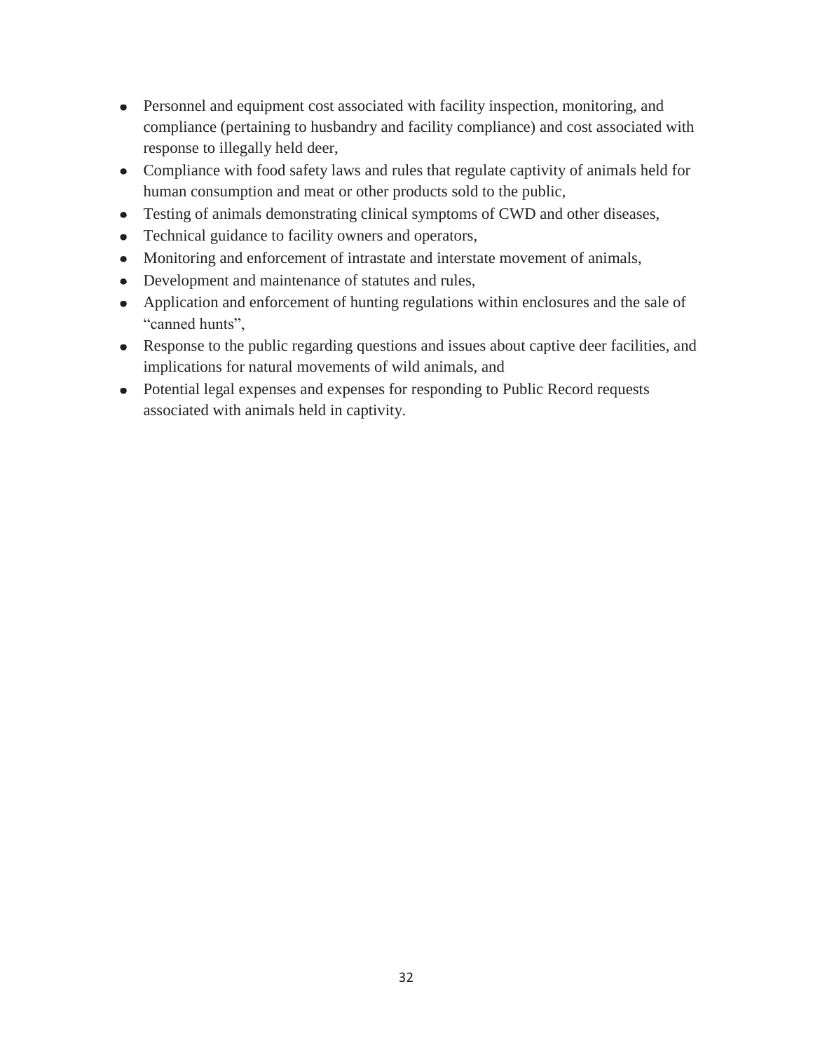- Personnel and equipment cost associated with facility inspection, monitoring, and compliance (pertaining to husbandry and facility compliance) and cost associated with response to illegally held deer,
- Compliance with food safety laws and rules that regulate captivity of animals held for human consumption and meat or other products sold to the public,
- Testing of animals demonstrating clinical symptoms of CWD and other diseases,
- Technical guidance to facility owners and operators,
- Monitoring and enforcement of intrastate and interstate movement of animals,
- Development and maintenance of statutes and rules,
- Application and enforcement of hunting regulations within enclosures and the sale of "canned hunts",
- Response to the public regarding questions and issues about captive deer facilities, and implications for natural movements of wild animals, and
- Potential legal expenses and expenses for responding to Public Record requests associated with animals held in captivity.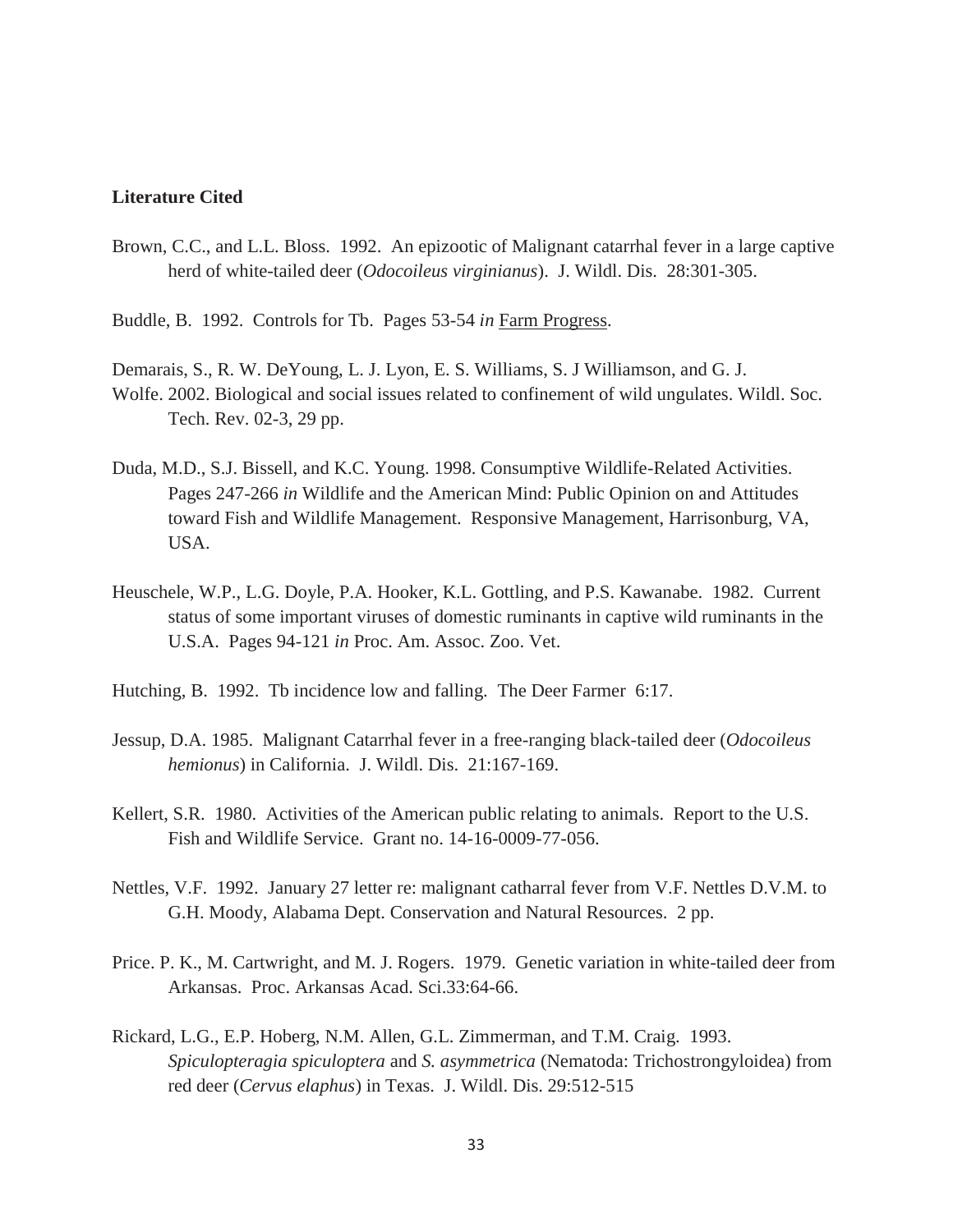**Literature Cited**

Brown, C.C., and L.L. Bloss. 1992. An epizootic of Malignant catarrhal fever in a large captive herd of white-tailed deer (*Odocoileus virginianus*). J. Wildl. Dis. 28:301-305.

Buddle, B. 1992. Controls for Tb. Pages 53-54 *in* Farm Progress.

Demarais, S., R. W. DeYoung, L. J. Lyon, E. S. Williams, S. J Williamson, and G. J. Wolfe. 2002. Biological and social issues related to confinement of wild ungulates. Wildl. Soc. Tech. Rev. 02-3, 29 pp.

Duda, M.D., S.J. Bissell, and K.C. Young. 1998. Consumptive Wildlife-Related Activities. Pages 247-266 *in* Wildlife and the American Mind: Public Opinion on and Attitudes toward Fish and Wildlife Management. Responsive Management, Harrisonburg, VA, USA.

Heuschele, W.P., L.G. Doyle, P.A. Hooker, K.L. Gottling, and P.S. Kawanabe. 1982. Current status of some important viruses of domestic ruminants in captive wild ruminants in the U.S.A. Pages 94-121 *in* Proc. Am. Assoc. Zoo. Vet.

Hutching, B. 1992. Tb incidence low and falling. The Deer Farmer 6:17.

Jessup, D.A. 1985. Malignant Catarrhal fever in a free-ranging black-tailed deer (*Odocoileus hemionus*) in California. J. Wildl. Dis. 21:167-169.

Kellert, S.R. 1980. Activities of the American public relating to animals. Report to the U.S. Fish and Wildlife Service. Grant no. 14-16-0009-77-056.

Nettles, V.F. 1992. January 27 letter re: malignant catharral fever from V.F. Nettles D.V.M. to G.H. Moody, Alabama Dept. Conservation and Natural Resources. 2 pp.

Price. P. K., M. Cartwright, and M. J. Rogers. 1979. Genetic variation in white-tailed deer from Arkansas. Proc. Arkansas Acad. Sci.33:64-66.

Rickard, L.G., E.P. Hoberg, N.M. Allen, G.L. Zimmerman, and T.M. Craig. 1993. *Spiculopteragia spiculoptera* and *S. asymmetrica* (Nematoda: Trichostrongyloidea) from red deer (*Cervus elaphus*) in Texas. J. Wildl. Dis. 29:512-515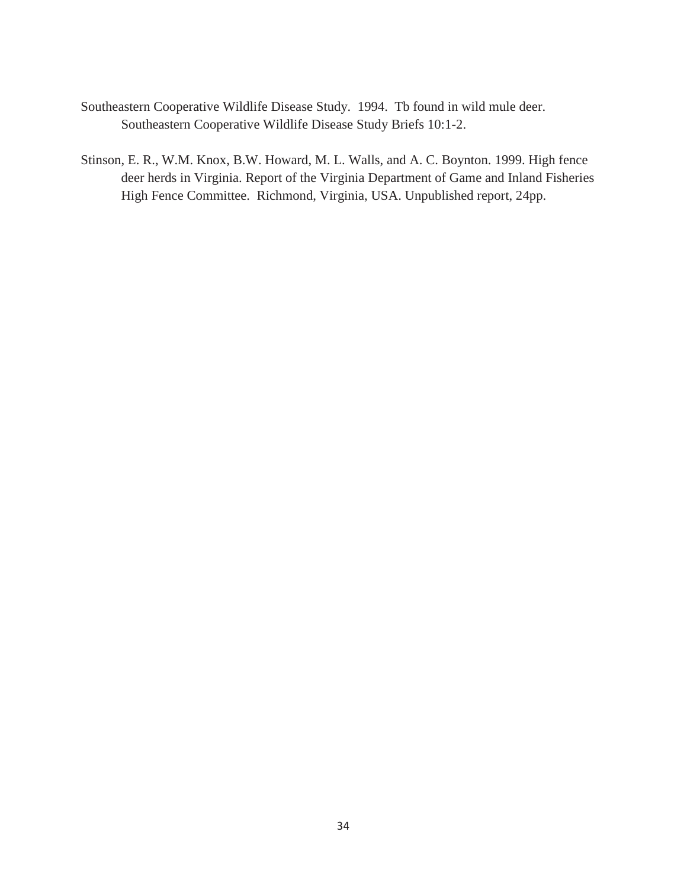Southeastern Cooperative Wildlife Disease Study. 1994. Tb found in wild mule deer. Southeastern Cooperative Wildlife Disease Study Briefs 10:1-2.

Stinson, E. R., W.M. Knox, B.W. Howard, M. L. Walls, and A. C. Boynton. 1999. High fence deer herds in Virginia. Report of the Virginia Department of Game and Inland Fisheries High Fence Committee. Richmond, Virginia, USA. Unpublished report, 24pp.